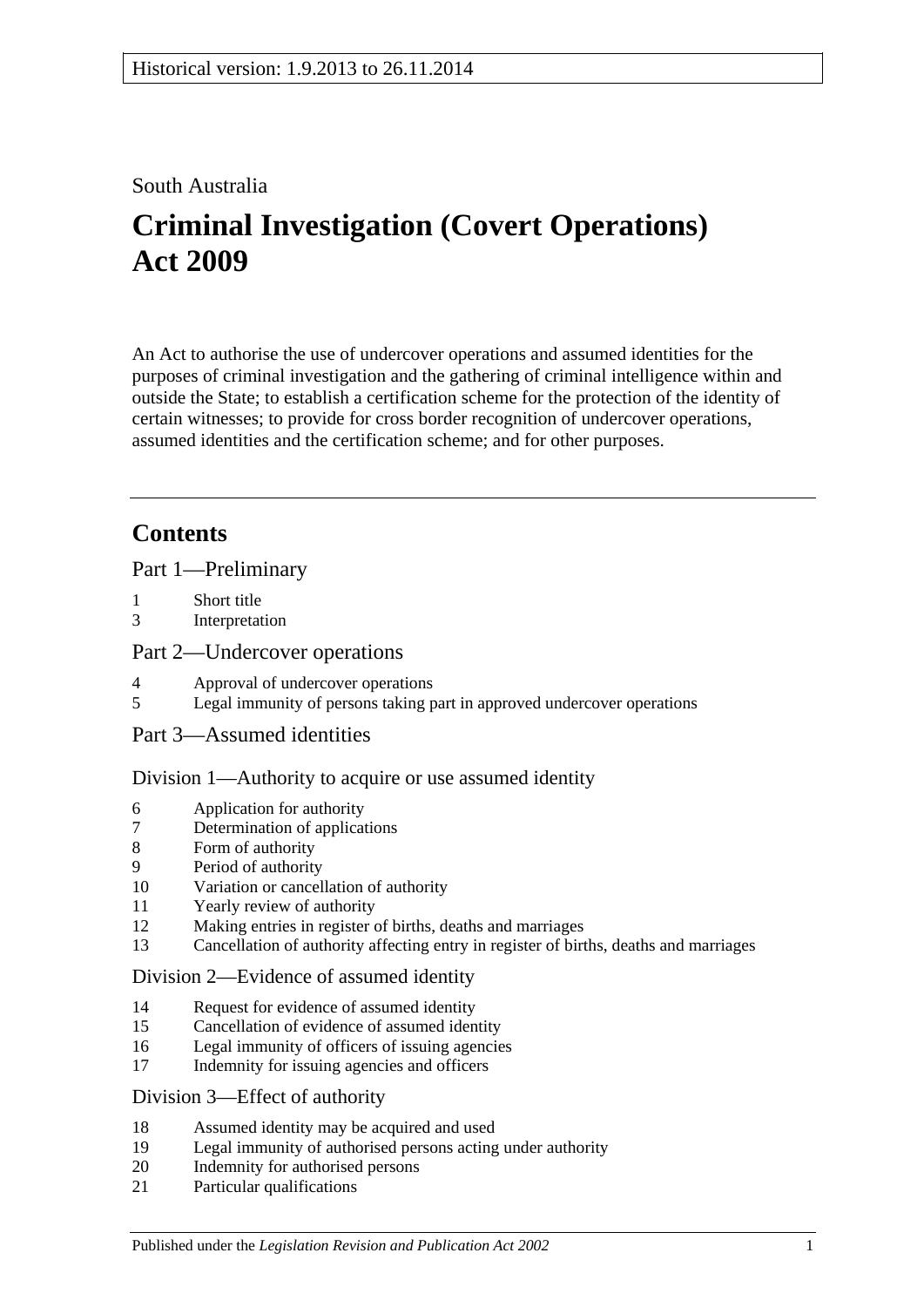Historical version: 1.9.2013 to 26.11.2014

South Australia

# Criminal Investigation (Covert Operations) Act 2009

An Act to authorise the use of undercover operations and assumed identities for the purposes of criminal investigation and the gathering of criminal intelligence within and outside the State; to establish a certification scheme for the protection of the identity of certain witnesses; to provide for cross border recognition of undercover operations, assumed identities and the certification scheme; and for other purposes.

## Contents

Part 1—Preliminary

1 Short title
3 Interpretation

Part 2—Undercover operations

4 Approval of undercover operations
5 Legal immunity of persons taking part in approved undercover operations

Part 3—Assumed identities

Division 1—Authority to acquire or use assumed identity

6 Application for authority
7 Determination of applications
8 Form of authority
9 Period of authority
10 Variation or cancellation of authority
11 Yearly review of authority
12 Making entries in register of births, deaths and marriages
13 Cancellation of authority affecting entry in register of births, deaths and marriages

Division 2—Evidence of assumed identity

14 Request for evidence of assumed identity
15 Cancellation of evidence of assumed identity
16 Legal immunity of officers of issuing agencies
17 Indemnity for issuing agencies and officers

Division 3—Effect of authority

18 Assumed identity may be acquired and used
19 Legal immunity of authorised persons acting under authority
20 Indemnity for authorised persons
21 Particular qualifications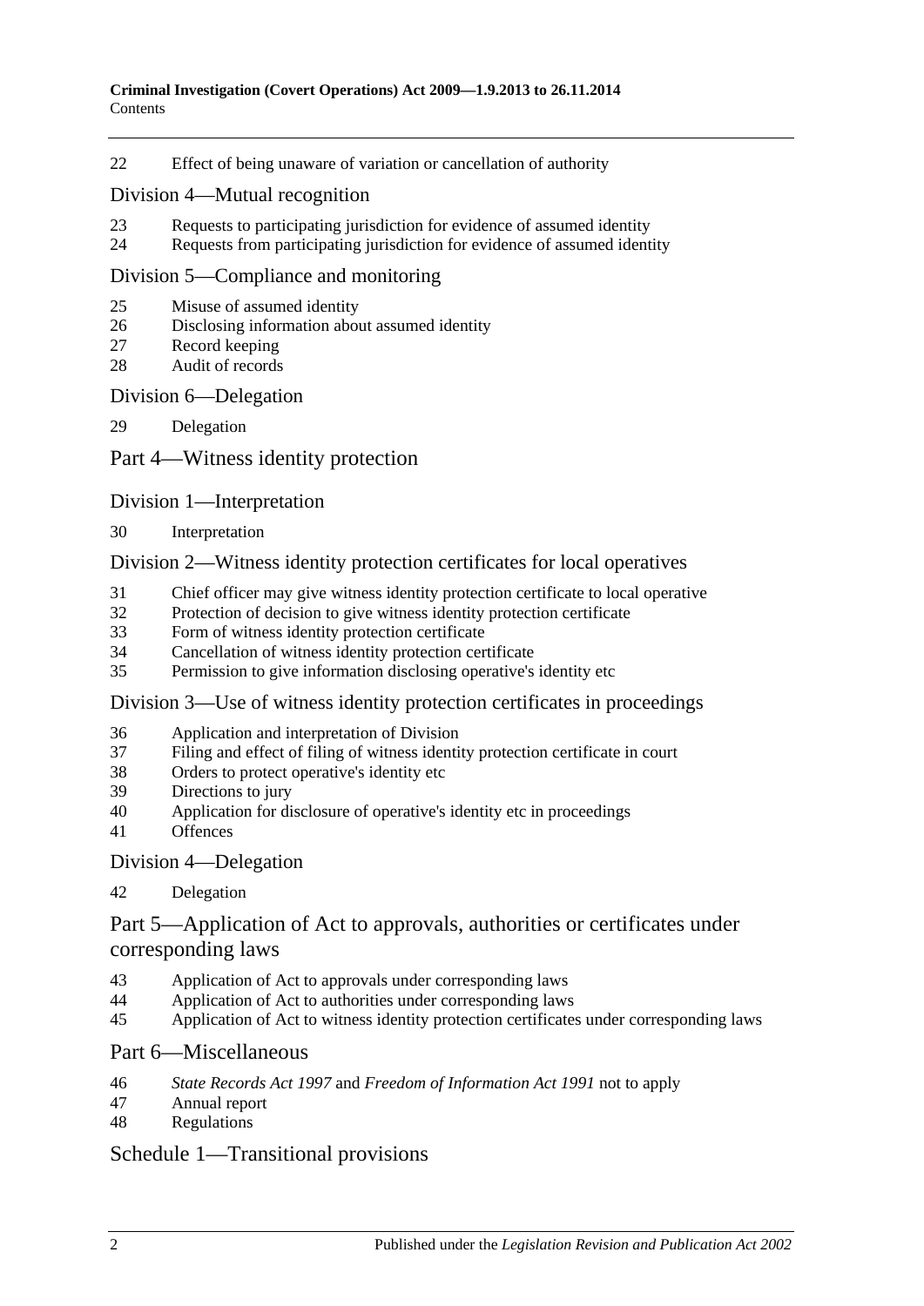22 Effect of being unaware of variation or cancellation of authority

Division 4—Mutual recognition

23 Requests to participating jurisdiction for evidence of assumed identity
24 Requests from participating jurisdiction for evidence of assumed identity

Division 5—Compliance and monitoring

25 Misuse of assumed identity
26 Disclosing information about assumed identity
27 Record keeping
28 Audit of records

Division 6—Delegation

29 Delegation

Part 4—Witness identity protection

Division 1—Interpretation

30 Interpretation

Division 2—Witness identity protection certificates for local operatives

31 Chief officer may give witness identity protection certificate to local operative
32 Protection of decision to give witness identity protection certificate
33 Form of witness identity protection certificate
34 Cancellation of witness identity protection certificate
35 Permission to give information disclosing operative's identity etc

Division 3—Use of witness identity protection certificates in proceedings

36 Application and interpretation of Division
37 Filing and effect of filing of witness identity protection certificate in court
38 Orders to protect operative's identity etc
39 Directions to jury
40 Application for disclosure of operative's identity etc in proceedings
41 Offences

Division 4—Delegation

42 Delegation

Part 5—Application of Act to approvals, authorities or certificates under corresponding laws

43 Application of Act to approvals under corresponding laws
44 Application of Act to authorities under corresponding laws
45 Application of Act to witness identity protection certificates under corresponding laws

Part 6—Miscellaneous

46 *State Records Act 1997* and *Freedom of Information Act 1991* not to apply
47 Annual report
48 Regulations

Schedule 1—Transitional provisions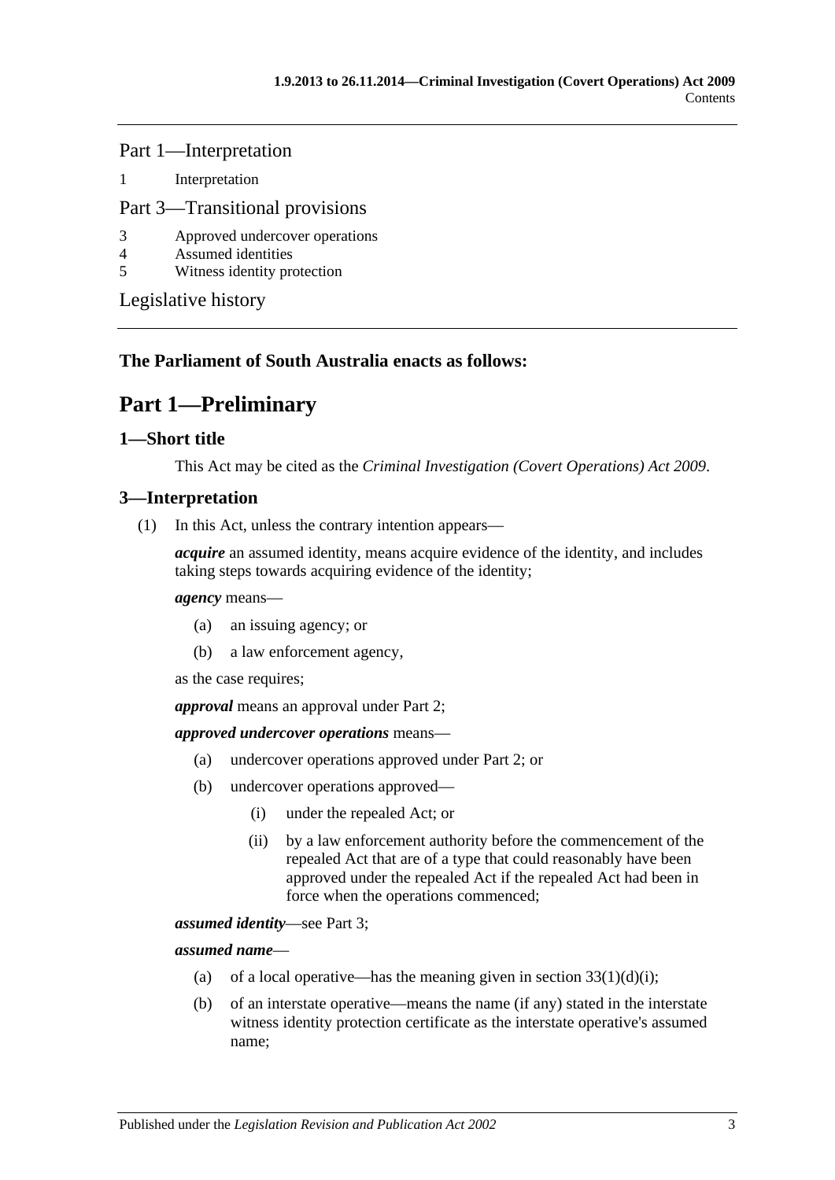Part 1—Interpretation

1 Interpretation

Part 3—Transitional provisions

3 Approved undercover operations
4 Assumed identities
5 Witness identity protection

Legislative history

**The Parliament of South Australia enacts as follows:**

# Part 1—Preliminary

## 1—Short title

This Act may be cited as the *Criminal Investigation (Covert Operations) Act 2009*.

## 3—Interpretation

(1) In this Act, unless the contrary intention appears—

***acquire*** an assumed identity, means acquire evidence of the identity, and includes taking steps towards acquiring evidence of the identity;

***agency*** means—

- (a) an issuing agency; or
- (b) a law enforcement agency,

as the case requires;

***approval*** means an approval under Part 2;

***approved undercover operations*** means—

- (a) undercover operations approved under Part 2; or
- (b) undercover operations approved—
  - (i) under the repealed Act; or
  - (ii) by a law enforcement authority before the commencement of the repealed Act that are of a type that could reasonably have been approved under the repealed Act if the repealed Act had been in force when the operations commenced;

***assumed identity***—see Part 3;

***assumed name***—

- (a) of a local operative—has the meaning given in section 33(1)(d)(i);
- (b) of an interstate operative—means the name (if any) stated in the interstate witness identity protection certificate as the interstate operative's assumed name;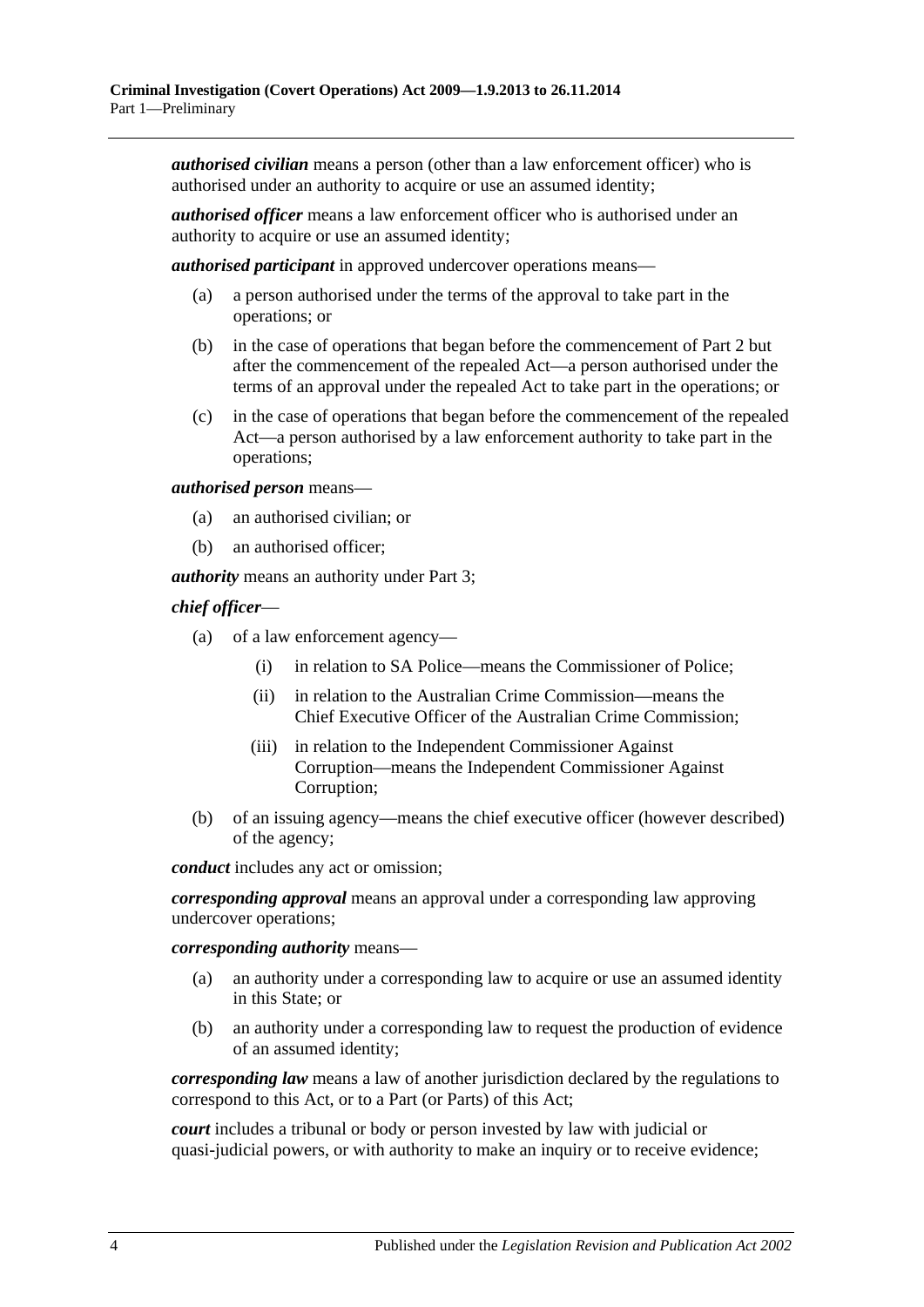***authorised civilian*** means a person (other than a law enforcement officer) who is authorised under an authority to acquire or use an assumed identity;

***authorised officer*** means a law enforcement officer who is authorised under an authority to acquire or use an assumed identity;

***authorised participant*** in approved undercover operations means—

(a) a person authorised under the terms of the approval to take part in the operations; or

(b) in the case of operations that began before the commencement of Part 2 but after the commencement of the repealed Act—a person authorised under the terms of an approval under the repealed Act to take part in the operations; or

(c) in the case of operations that began before the commencement of the repealed Act—a person authorised by a law enforcement authority to take part in the operations;

***authorised person*** means—

(a) an authorised civilian; or

(b) an authorised officer;

***authority*** means an authority under Part 3;

***chief officer***—

(a) of a law enforcement agency—

(i) in relation to SA Police—means the Commissioner of Police;

(ii) in relation to the Australian Crime Commission—means the Chief Executive Officer of the Australian Crime Commission;

(iii) in relation to the Independent Commissioner Against Corruption—means the Independent Commissioner Against Corruption;

(b) of an issuing agency—means the chief executive officer (however described) of the agency;

***conduct*** includes any act or omission;

***corresponding approval*** means an approval under a corresponding law approving undercover operations;

***corresponding authority*** means—

(a) an authority under a corresponding law to acquire or use an assumed identity in this State; or

(b) an authority under a corresponding law to request the production of evidence of an assumed identity;

***corresponding law*** means a law of another jurisdiction declared by the regulations to correspond to this Act, or to a Part (or Parts) of this Act;

***court*** includes a tribunal or body or person invested by law with judicial or quasi-judicial powers, or with authority to make an inquiry or to receive evidence;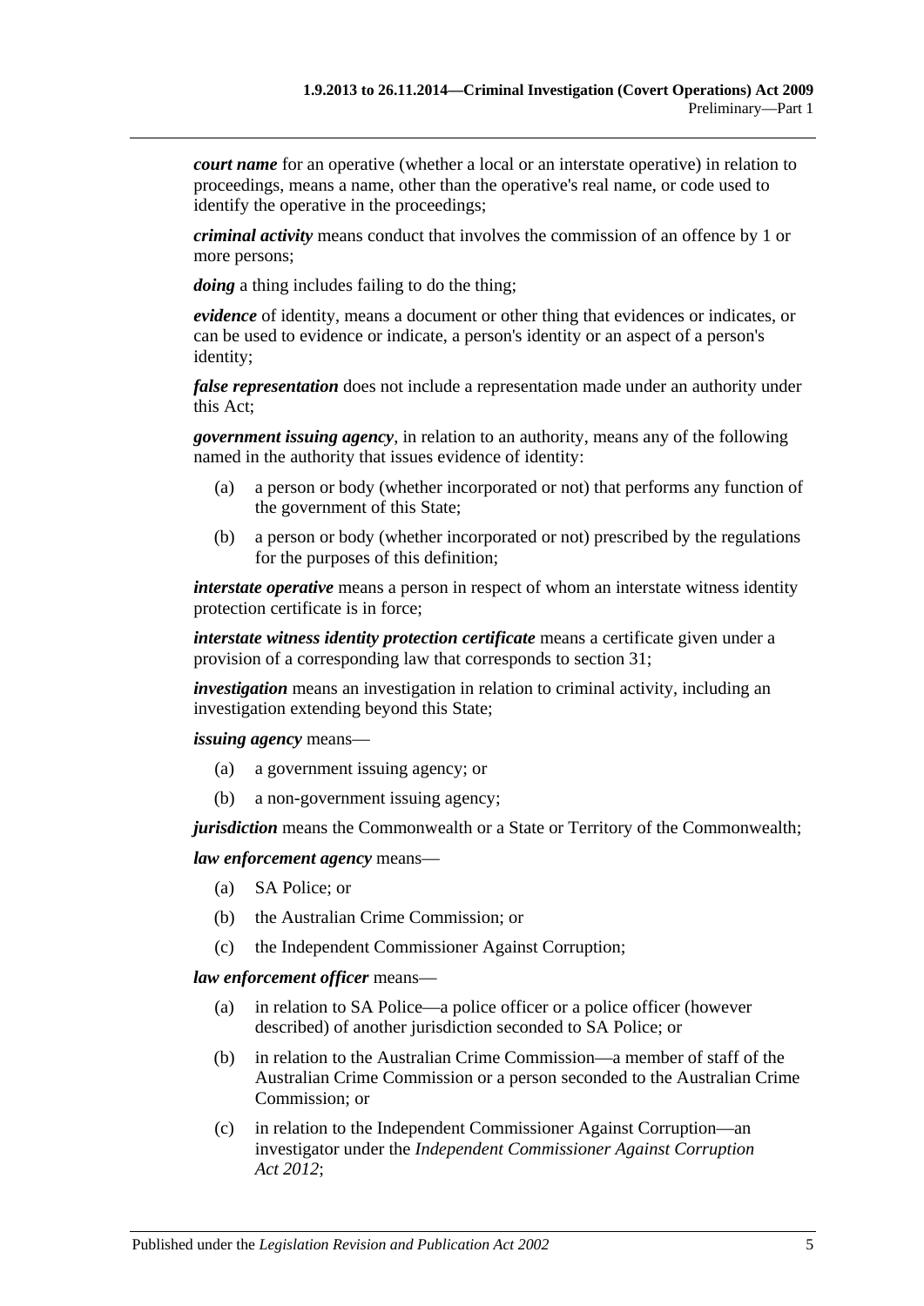***court name*** for an operative (whether a local or an interstate operative) in relation to proceedings, means a name, other than the operative's real name, or code used to identify the operative in the proceedings;

***criminal activity*** means conduct that involves the commission of an offence by 1 or more persons;

***doing*** a thing includes failing to do the thing;

***evidence*** of identity, means a document or other thing that evidences or indicates, or can be used to evidence or indicate, a person's identity or an aspect of a person's identity;

***false representation*** does not include a representation made under an authority under this Act;

***government issuing agency***, in relation to an authority, means any of the following named in the authority that issues evidence of identity:

- (a) a person or body (whether incorporated or not) that performs any function of the government of this State;
- (b) a person or body (whether incorporated or not) prescribed by the regulations for the purposes of this definition;

***interstate operative*** means a person in respect of whom an interstate witness identity protection certificate is in force;

***interstate witness identity protection certificate*** means a certificate given under a provision of a corresponding law that corresponds to section 31;

***investigation*** means an investigation in relation to criminal activity, including an investigation extending beyond this State;

***issuing agency*** means—

- (a) a government issuing agency; or
- (b) a non-government issuing agency;

***jurisdiction*** means the Commonwealth or a State or Territory of the Commonwealth;

***law enforcement agency*** means—

- (a) SA Police; or
- (b) the Australian Crime Commission; or
- (c) the Independent Commissioner Against Corruption;

***law enforcement officer*** means—

- (a) in relation to SA Police—a police officer or a police officer (however described) of another jurisdiction seconded to SA Police; or
- (b) in relation to the Australian Crime Commission—a member of staff of the Australian Crime Commission or a person seconded to the Australian Crime Commission; or
- (c) in relation to the Independent Commissioner Against Corruption—an investigator under the *Independent Commissioner Against Corruption Act 2012*;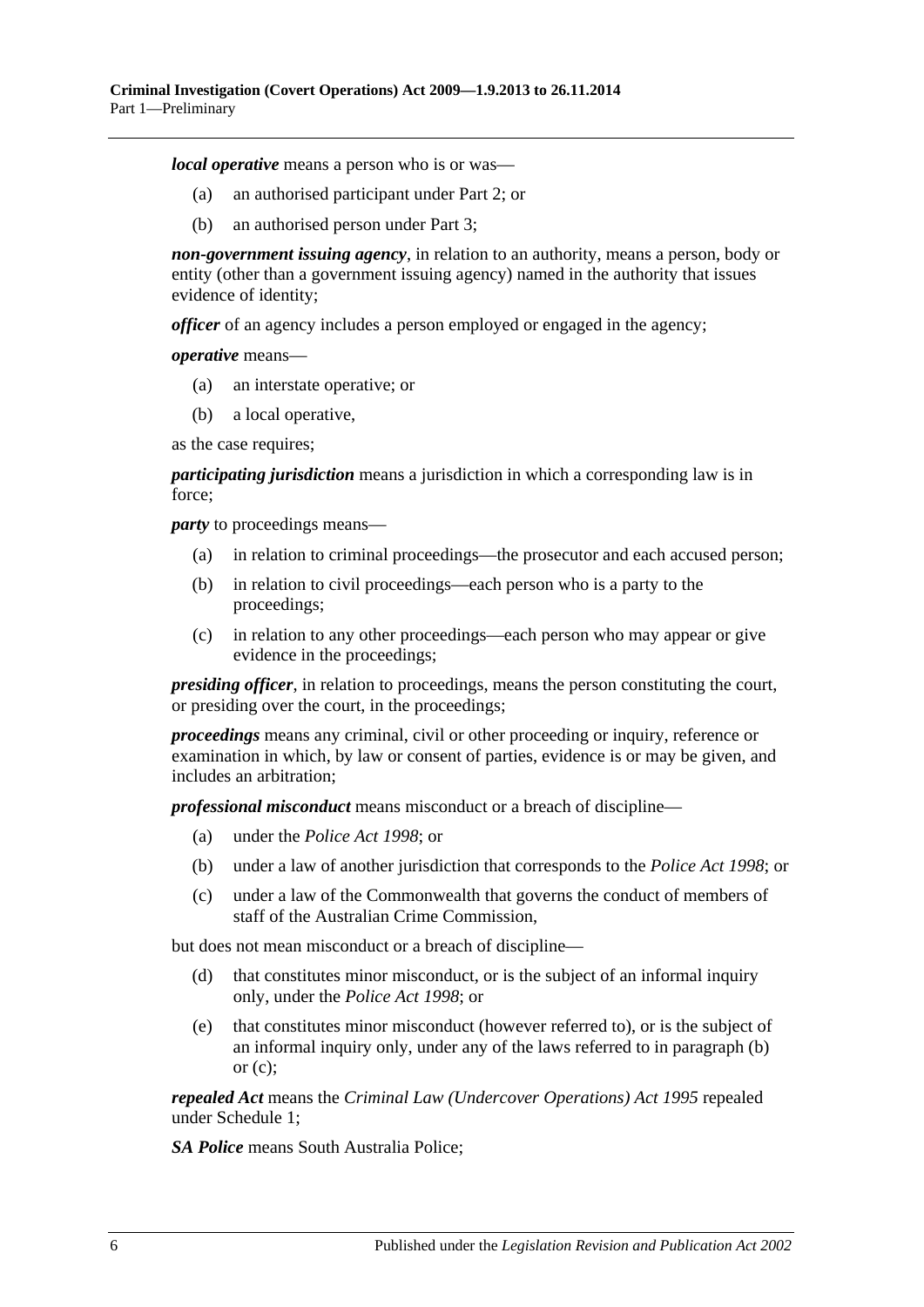***local operative*** means a person who is or was—

(a) an authorised participant under Part 2; or

(b) an authorised person under Part 3;

***non-government issuing agency***, in relation to an authority, means a person, body or entity (other than a government issuing agency) named in the authority that issues evidence of identity;

***officer*** of an agency includes a person employed or engaged in the agency;

***operative*** means—

(a) an interstate operative; or

(b) a local operative,

as the case requires;

***participating jurisdiction*** means a jurisdiction in which a corresponding law is in force;

***party*** to proceedings means—

(a) in relation to criminal proceedings—the prosecutor and each accused person;

(b) in relation to civil proceedings—each person who is a party to the proceedings;

(c) in relation to any other proceedings—each person who may appear or give evidence in the proceedings;

***presiding officer***, in relation to proceedings, means the person constituting the court, or presiding over the court, in the proceedings;

***proceedings*** means any criminal, civil or other proceeding or inquiry, reference or examination in which, by law or consent of parties, evidence is or may be given, and includes an arbitration;

***professional misconduct*** means misconduct or a breach of discipline—

(a) under the *Police Act 1998*; or

(b) under a law of another jurisdiction that corresponds to the *Police Act 1998*; or

(c) under a law of the Commonwealth that governs the conduct of members of staff of the Australian Crime Commission,

but does not mean misconduct or a breach of discipline—

(d) that constitutes minor misconduct, or is the subject of an informal inquiry only, under the *Police Act 1998*; or

(e) that constitutes minor misconduct (however referred to), or is the subject of an informal inquiry only, under any of the laws referred to in paragraph (b) or (c);

***repealed Act*** means the *Criminal Law (Undercover Operations) Act 1995* repealed under Schedule 1;

***SA Police*** means South Australia Police;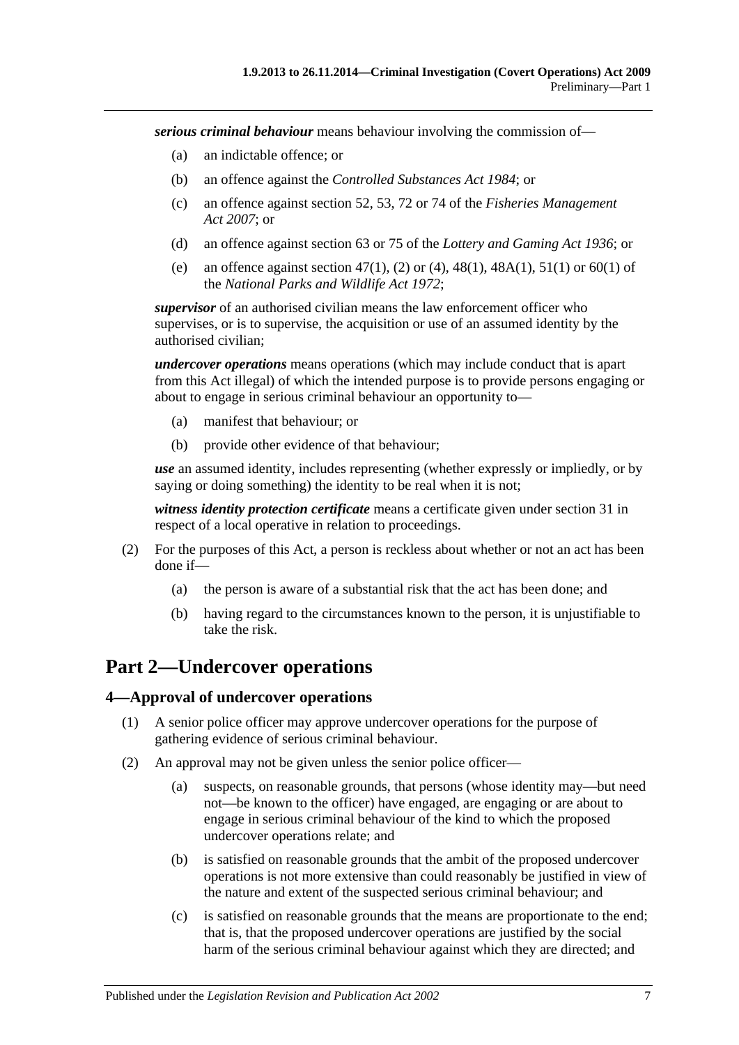***serious criminal behaviour*** means behaviour involving the commission of—

- (a) an indictable offence; or
- (b) an offence against the *Controlled Substances Act 1984*; or
- (c) an offence against section 52, 53, 72 or 74 of the *Fisheries Management Act 2007*; or
- (d) an offence against section 63 or 75 of the *Lottery and Gaming Act 1936*; or
- (e) an offence against section 47(1), (2) or (4), 48(1), 48A(1), 51(1) or 60(1) of the *National Parks and Wildlife Act 1972*;

***supervisor*** of an authorised civilian means the law enforcement officer who supervises, or is to supervise, the acquisition or use of an assumed identity by the authorised civilian;

***undercover operations*** means operations (which may include conduct that is apart from this Act illegal) of which the intended purpose is to provide persons engaging or about to engage in serious criminal behaviour an opportunity to—

- (a) manifest that behaviour; or
- (b) provide other evidence of that behaviour;

***use*** an assumed identity, includes representing (whether expressly or impliedly, or by saying or doing something) the identity to be real when it is not;

***witness identity protection certificate*** means a certificate given under section 31 in respect of a local operative in relation to proceedings.

(2) For the purposes of this Act, a person is reckless about whether or not an act has been done if—

- (a) the person is aware of a substantial risk that the act has been done; and
- (b) having regard to the circumstances known to the person, it is unjustifiable to take the risk.

# Part 2—Undercover operations

## 4—Approval of undercover operations

(1) A senior police officer may approve undercover operations for the purpose of gathering evidence of serious criminal behaviour.

(2) An approval may not be given unless the senior police officer—

- (a) suspects, on reasonable grounds, that persons (whose identity may—but need not—be known to the officer) have engaged, are engaging or are about to engage in serious criminal behaviour of the kind to which the proposed undercover operations relate; and
- (b) is satisfied on reasonable grounds that the ambit of the proposed undercover operations is not more extensive than could reasonably be justified in view of the nature and extent of the suspected serious criminal behaviour; and
- (c) is satisfied on reasonable grounds that the means are proportionate to the end; that is, that the proposed undercover operations are justified by the social harm of the serious criminal behaviour against which they are directed; and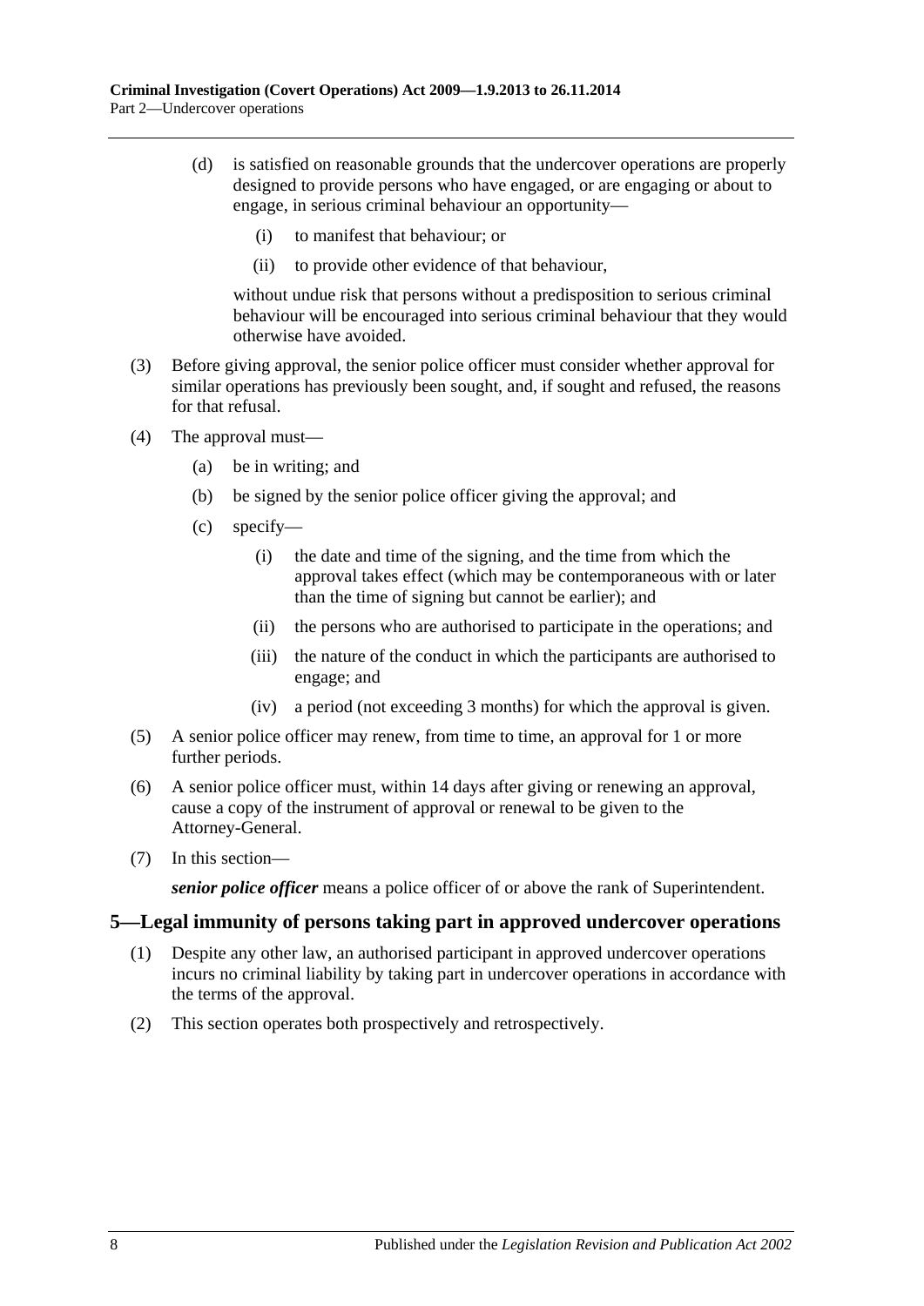(d) is satisfied on reasonable grounds that the undercover operations are properly designed to provide persons who have engaged, or are engaging or about to engage, in serious criminal behaviour an opportunity—

(i) to manifest that behaviour; or

(ii) to provide other evidence of that behaviour,

without undue risk that persons without a predisposition to serious criminal behaviour will be encouraged into serious criminal behaviour that they would otherwise have avoided.

(3) Before giving approval, the senior police officer must consider whether approval for similar operations has previously been sought, and, if sought and refused, the reasons for that refusal.

(4) The approval must—

(a) be in writing; and

(b) be signed by the senior police officer giving the approval; and

(c) specify—

(i) the date and time of the signing, and the time from which the approval takes effect (which may be contemporaneous with or later than the time of signing but cannot be earlier); and

(ii) the persons who are authorised to participate in the operations; and

(iii) the nature of the conduct in which the participants are authorised to engage; and

(iv) a period (not exceeding 3 months) for which the approval is given.

(5) A senior police officer may renew, from time to time, an approval for 1 or more further periods.

(6) A senior police officer must, within 14 days after giving or renewing an approval, cause a copy of the instrument of approval or renewal to be given to the Attorney-General.

(7) In this section—

***senior police officer*** means a police officer of or above the rank of Superintendent.

## 5—Legal immunity of persons taking part in approved undercover operations

(1) Despite any other law, an authorised participant in approved undercover operations incurs no criminal liability by taking part in undercover operations in accordance with the terms of the approval.

(2) This section operates both prospectively and retrospectively.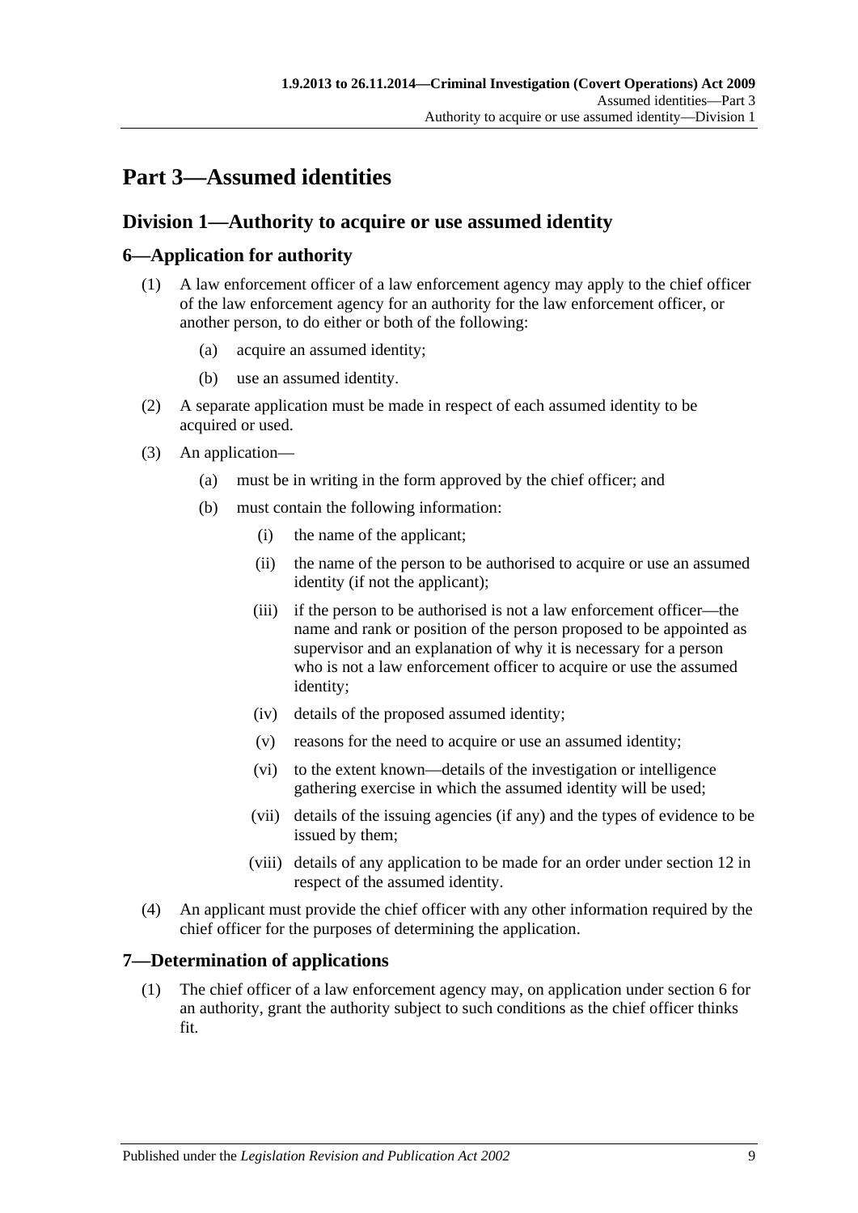# Part 3—Assumed identities

## Division 1—Authority to acquire or use assumed identity

### 6—Application for authority

(1) A law enforcement officer of a law enforcement agency may apply to the chief officer of the law enforcement agency for an authority for the law enforcement officer, or another person, to do either or both of the following:

(a) acquire an assumed identity;

(b) use an assumed identity.

(2) A separate application must be made in respect of each assumed identity to be acquired or used.

(3) An application—

(a) must be in writing in the form approved by the chief officer; and

(b) must contain the following information:

(i) the name of the applicant;

(ii) the name of the person to be authorised to acquire or use an assumed identity (if not the applicant);

(iii) if the person to be authorised is not a law enforcement officer—the name and rank or position of the person proposed to be appointed as supervisor and an explanation of why it is necessary for a person who is not a law enforcement officer to acquire or use the assumed identity;

(iv) details of the proposed assumed identity;

(v) reasons for the need to acquire or use an assumed identity;

(vi) to the extent known—details of the investigation or intelligence gathering exercise in which the assumed identity will be used;

(vii) details of the issuing agencies (if any) and the types of evidence to be issued by them;

(viii) details of any application to be made for an order under section 12 in respect of the assumed identity.

(4) An applicant must provide the chief officer with any other information required by the chief officer for the purposes of determining the application.

### 7—Determination of applications

(1) The chief officer of a law enforcement agency may, on application under section 6 for an authority, grant the authority subject to such conditions as the chief officer thinks fit.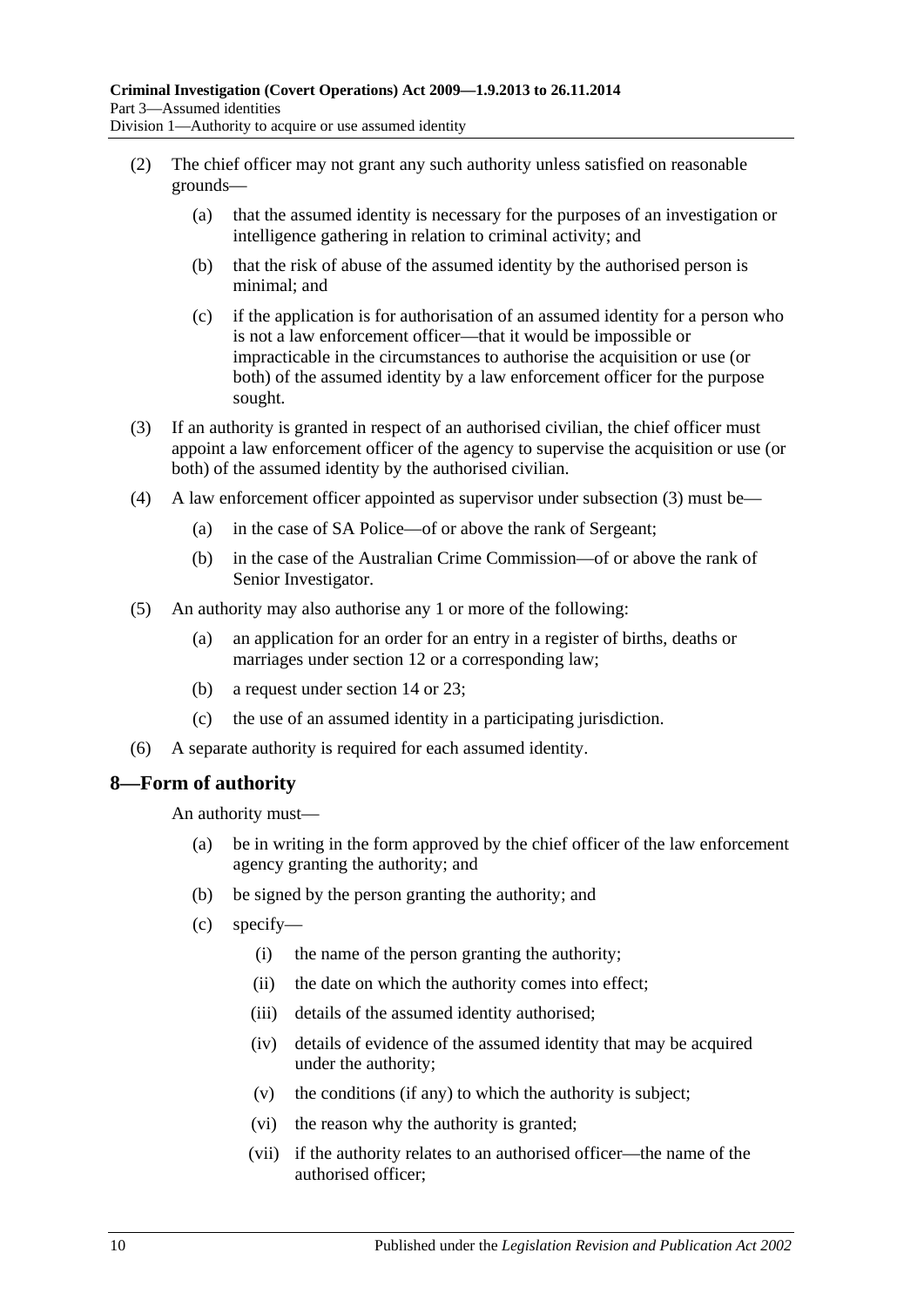(2) The chief officer may not grant any such authority unless satisfied on reasonable grounds—

(a) that the assumed identity is necessary for the purposes of an investigation or intelligence gathering in relation to criminal activity; and

(b) that the risk of abuse of the assumed identity by the authorised person is minimal; and

(c) if the application is for authorisation of an assumed identity for a person who is not a law enforcement officer—that it would be impossible or impracticable in the circumstances to authorise the acquisition or use (or both) of the assumed identity by a law enforcement officer for the purpose sought.

(3) If an authority is granted in respect of an authorised civilian, the chief officer must appoint a law enforcement officer of the agency to supervise the acquisition or use (or both) of the assumed identity by the authorised civilian.

(4) A law enforcement officer appointed as supervisor under subsection (3) must be—

(a) in the case of SA Police—of or above the rank of Sergeant;

(b) in the case of the Australian Crime Commission—of or above the rank of Senior Investigator.

(5) An authority may also authorise any 1 or more of the following:

(a) an application for an order for an entry in a register of births, deaths or marriages under section 12 or a corresponding law;

(b) a request under section 14 or 23;

(c) the use of an assumed identity in a participating jurisdiction.

(6) A separate authority is required for each assumed identity.

## 8—Form of authority

An authority must—

(a) be in writing in the form approved by the chief officer of the law enforcement agency granting the authority; and

(b) be signed by the person granting the authority; and

(c) specify—

(i) the name of the person granting the authority;

(ii) the date on which the authority comes into effect;

(iii) details of the assumed identity authorised;

(iv) details of evidence of the assumed identity that may be acquired under the authority;

(v) the conditions (if any) to which the authority is subject;

(vi) the reason why the authority is granted;

(vii) if the authority relates to an authorised officer—the name of the authorised officer;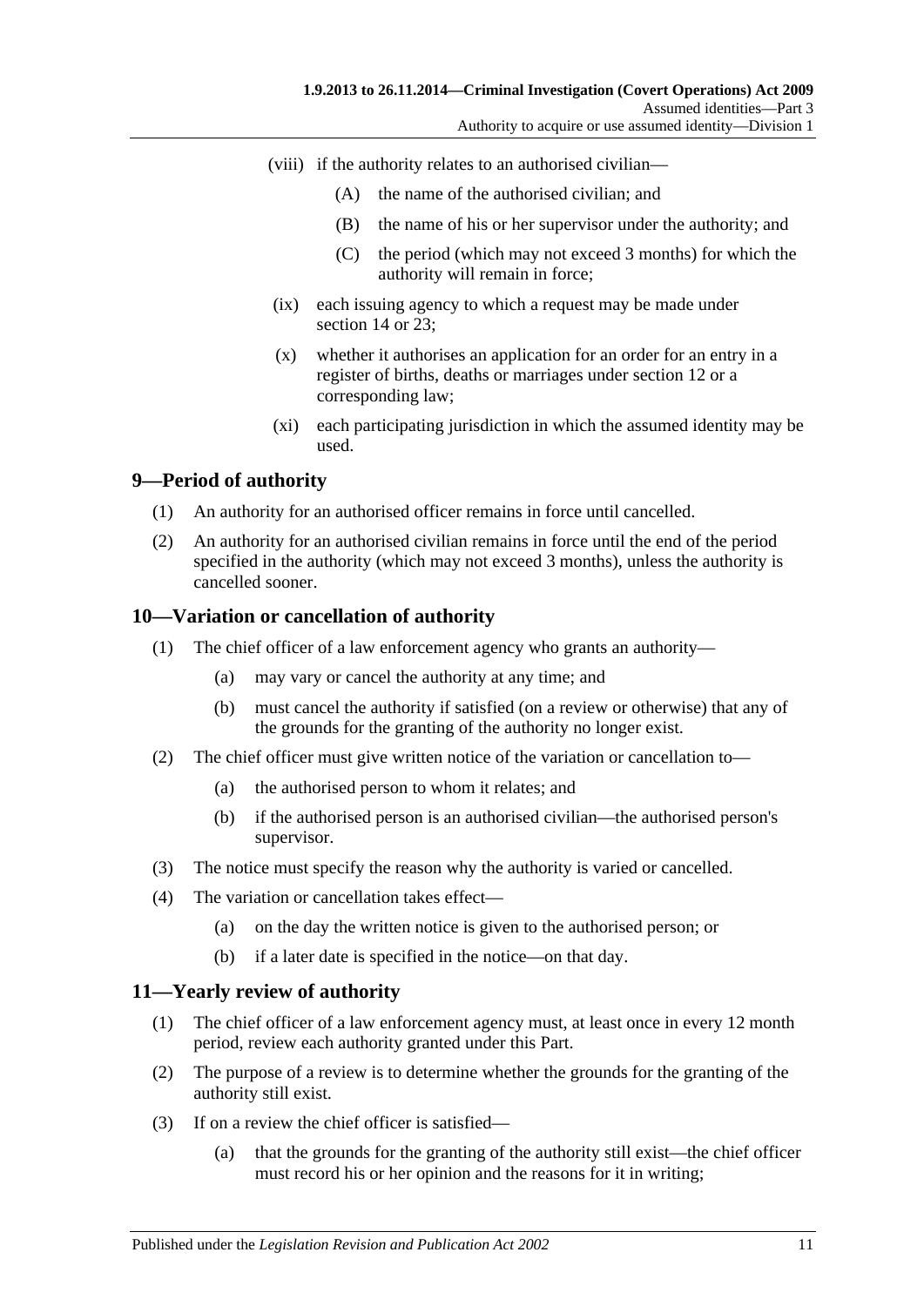(viii) if the authority relates to an authorised civilian—

(A) the name of the authorised civilian; and

(B) the name of his or her supervisor under the authority; and

(C) the period (which may not exceed 3 months) for which the authority will remain in force;

(ix) each issuing agency to which a request may be made under section 14 or 23;

(x) whether it authorises an application for an order for an entry in a register of births, deaths or marriages under section 12 or a corresponding law;

(xi) each participating jurisdiction in which the assumed identity may be used.

## 9—Period of authority

(1) An authority for an authorised officer remains in force until cancelled.

(2) An authority for an authorised civilian remains in force until the end of the period specified in the authority (which may not exceed 3 months), unless the authority is cancelled sooner.

## 10—Variation or cancellation of authority

(1) The chief officer of a law enforcement agency who grants an authority—

(a) may vary or cancel the authority at any time; and

(b) must cancel the authority if satisfied (on a review or otherwise) that any of the grounds for the granting of the authority no longer exist.

(2) The chief officer must give written notice of the variation or cancellation to—

(a) the authorised person to whom it relates; and

(b) if the authorised person is an authorised civilian—the authorised person's supervisor.

(3) The notice must specify the reason why the authority is varied or cancelled.

(4) The variation or cancellation takes effect—

(a) on the day the written notice is given to the authorised person; or

(b) if a later date is specified in the notice—on that day.

## 11—Yearly review of authority

(1) The chief officer of a law enforcement agency must, at least once in every 12 month period, review each authority granted under this Part.

(2) The purpose of a review is to determine whether the grounds for the granting of the authority still exist.

(3) If on a review the chief officer is satisfied—

(a) that the grounds for the granting of the authority still exist—the chief officer must record his or her opinion and the reasons for it in writing;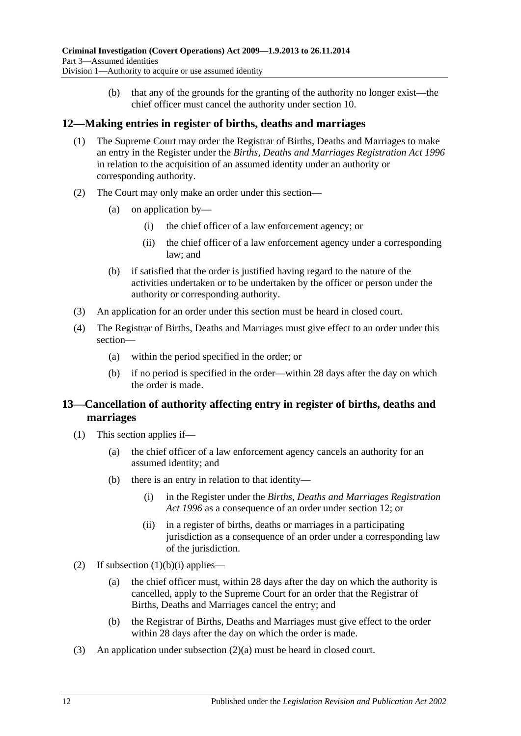(b) that any of the grounds for the granting of the authority no longer exist—the chief officer must cancel the authority under section 10.

## 12—Making entries in register of births, deaths and marriages

(1) The Supreme Court may order the Registrar of Births, Deaths and Marriages to make an entry in the Register under the *Births, Deaths and Marriages Registration Act 1996* in relation to the acquisition of an assumed identity under an authority or corresponding authority.

(2) The Court may only make an order under this section—

(a) on application by—

(i) the chief officer of a law enforcement agency; or

(ii) the chief officer of a law enforcement agency under a corresponding law; and

(b) if satisfied that the order is justified having regard to the nature of the activities undertaken or to be undertaken by the officer or person under the authority or corresponding authority.

(3) An application for an order under this section must be heard in closed court.

(4) The Registrar of Births, Deaths and Marriages must give effect to an order under this section—

(a) within the period specified in the order; or

(b) if no period is specified in the order—within 28 days after the day on which the order is made.

## 13—Cancellation of authority affecting entry in register of births, deaths and marriages

(1) This section applies if—

(a) the chief officer of a law enforcement agency cancels an authority for an assumed identity; and

(b) there is an entry in relation to that identity—

(i) in the Register under the *Births, Deaths and Marriages Registration Act 1996* as a consequence of an order under section 12; or

(ii) in a register of births, deaths or marriages in a participating jurisdiction as a consequence of an order under a corresponding law of the jurisdiction.

(2) If subsection (1)(b)(i) applies—

(a) the chief officer must, within 28 days after the day on which the authority is cancelled, apply to the Supreme Court for an order that the Registrar of Births, Deaths and Marriages cancel the entry; and

(b) the Registrar of Births, Deaths and Marriages must give effect to the order within 28 days after the day on which the order is made.

(3) An application under subsection (2)(a) must be heard in closed court.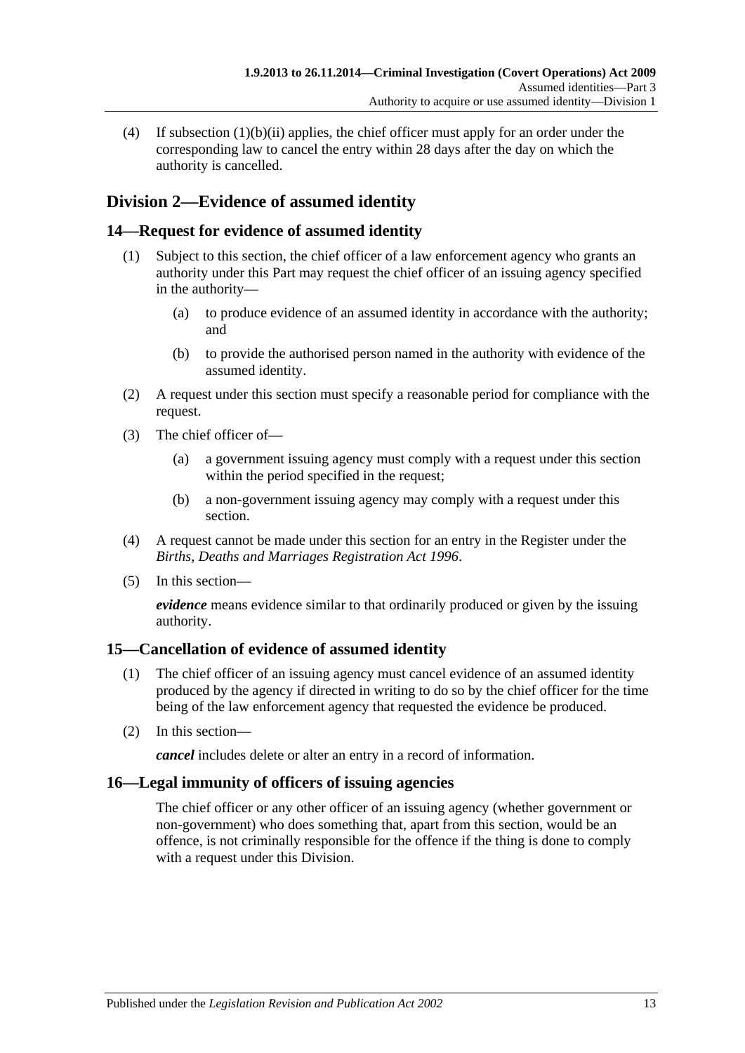(4) If subsection (1)(b)(ii) applies, the chief officer must apply for an order under the corresponding law to cancel the entry within 28 days after the day on which the authority is cancelled.

## Division 2—Evidence of assumed identity

### 14—Request for evidence of assumed identity

(1) Subject to this section, the chief officer of a law enforcement agency who grants an authority under this Part may request the chief officer of an issuing agency specified in the authority—

(a) to produce evidence of an assumed identity in accordance with the authority; and

(b) to provide the authorised person named in the authority with evidence of the assumed identity.

(2) A request under this section must specify a reasonable period for compliance with the request.

(3) The chief officer of—

(a) a government issuing agency must comply with a request under this section within the period specified in the request;

(b) a non-government issuing agency may comply with a request under this section.

(4) A request cannot be made under this section for an entry in the Register under the *Births, Deaths and Marriages Registration Act 1996*.

(5) In this section—

***evidence*** means evidence similar to that ordinarily produced or given by the issuing authority.

### 15—Cancellation of evidence of assumed identity

(1) The chief officer of an issuing agency must cancel evidence of an assumed identity produced by the agency if directed in writing to do so by the chief officer for the time being of the law enforcement agency that requested the evidence be produced.

(2) In this section—

***cancel*** includes delete or alter an entry in a record of information.

### 16—Legal immunity of officers of issuing agencies

The chief officer or any other officer of an issuing agency (whether government or non-government) who does something that, apart from this section, would be an offence, is not criminally responsible for the offence if the thing is done to comply with a request under this Division.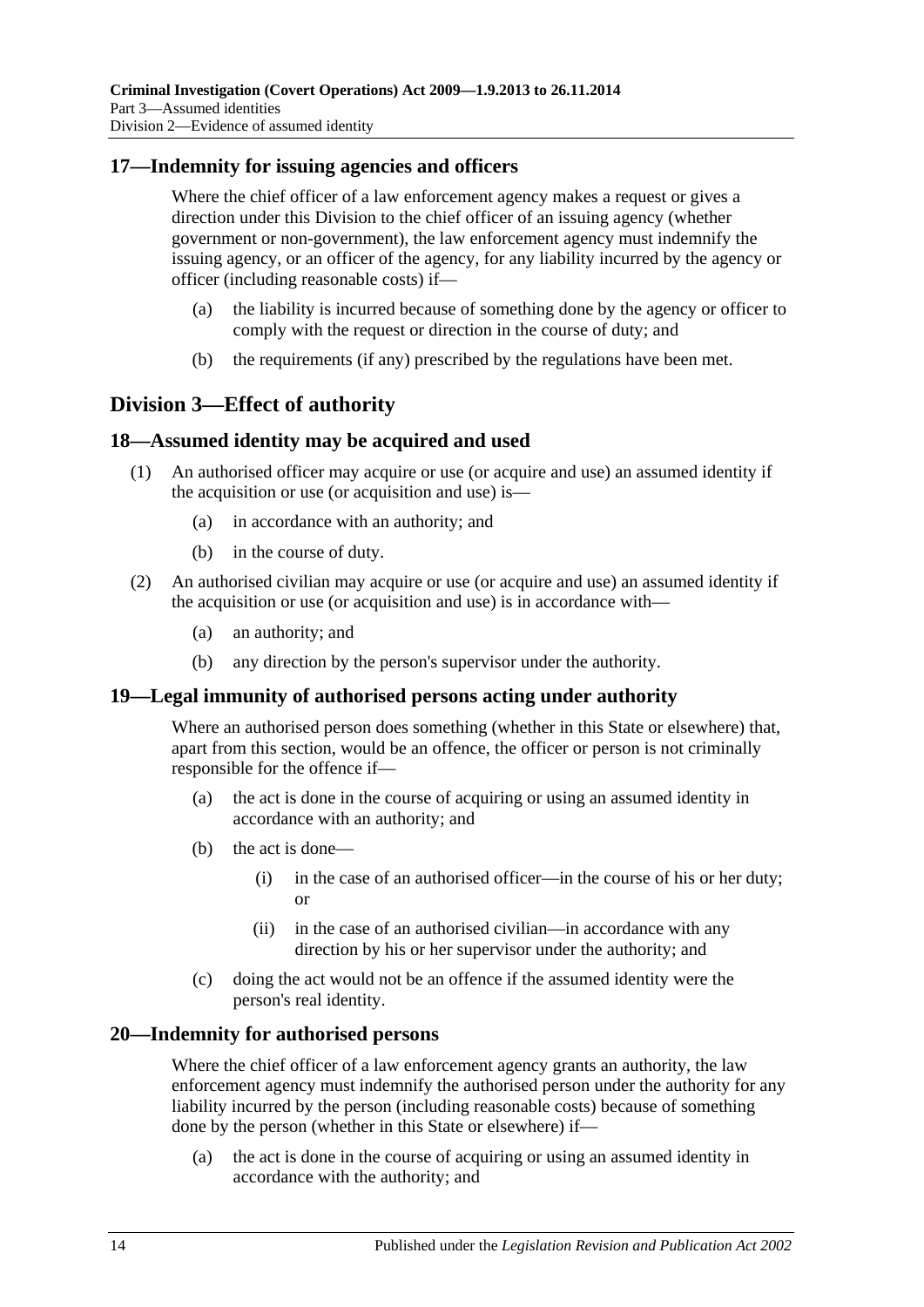## 17—Indemnity for issuing agencies and officers

Where the chief officer of a law enforcement agency makes a request or gives a direction under this Division to the chief officer of an issuing agency (whether government or non-government), the law enforcement agency must indemnify the issuing agency, or an officer of the agency, for any liability incurred by the agency or officer (including reasonable costs) if—

- (a) the liability is incurred because of something done by the agency or officer to comply with the request or direction in the course of duty; and
- (b) the requirements (if any) prescribed by the regulations have been met.

# Division 3—Effect of authority

## 18—Assumed identity may be acquired and used

(1) An authorised officer may acquire or use (or acquire and use) an assumed identity if the acquisition or use (or acquisition and use) is—

- (a) in accordance with an authority; and
- (b) in the course of duty.

(2) An authorised civilian may acquire or use (or acquire and use) an assumed identity if the acquisition or use (or acquisition and use) is in accordance with—

- (a) an authority; and
- (b) any direction by the person's supervisor under the authority.

## 19—Legal immunity of authorised persons acting under authority

Where an authorised person does something (whether in this State or elsewhere) that, apart from this section, would be an offence, the officer or person is not criminally responsible for the offence if—

- (a) the act is done in the course of acquiring or using an assumed identity in accordance with an authority; and
- (b) the act is done—
  - (i) in the case of an authorised officer—in the course of his or her duty; or
  - (ii) in the case of an authorised civilian—in accordance with any direction by his or her supervisor under the authority; and
- (c) doing the act would not be an offence if the assumed identity were the person's real identity.

## 20—Indemnity for authorised persons

Where the chief officer of a law enforcement agency grants an authority, the law enforcement agency must indemnify the authorised person under the authority for any liability incurred by the person (including reasonable costs) because of something done by the person (whether in this State or elsewhere) if—

- (a) the act is done in the course of acquiring or using an assumed identity in accordance with the authority; and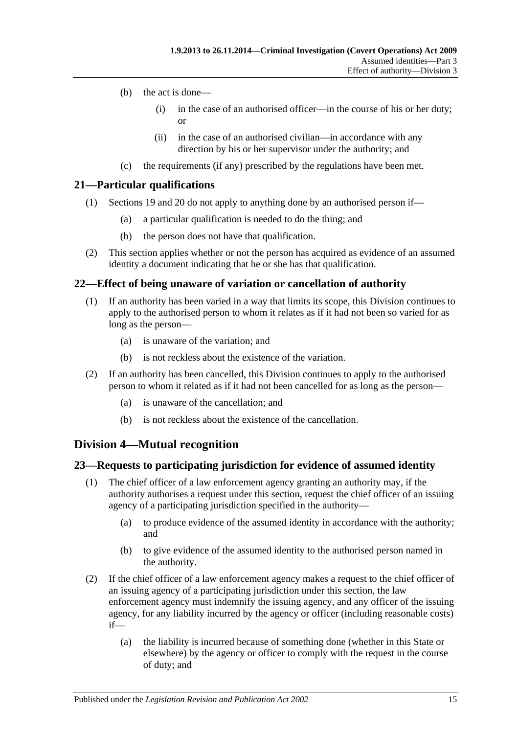(b) the act is done—

 (i) in the case of an authorised officer—in the course of his or her duty; or

 (ii) in the case of an authorised civilian—in accordance with any direction by his or her supervisor under the authority; and

(c) the requirements (if any) prescribed by the regulations have been met.

## 21—Particular qualifications

(1) Sections 19 and 20 do not apply to anything done by an authorised person if—

 (a) a particular qualification is needed to do the thing; and

 (b) the person does not have that qualification.

(2) This section applies whether or not the person has acquired as evidence of an assumed identity a document indicating that he or she has that qualification.

## 22—Effect of being unaware of variation or cancellation of authority

(1) If an authority has been varied in a way that limits its scope, this Division continues to apply to the authorised person to whom it relates as if it had not been so varied for as long as the person—

 (a) is unaware of the variation; and

 (b) is not reckless about the existence of the variation.

(2) If an authority has been cancelled, this Division continues to apply to the authorised person to whom it related as if it had not been cancelled for as long as the person—

 (a) is unaware of the cancellation; and

 (b) is not reckless about the existence of the cancellation.

# Division 4—Mutual recognition

## 23—Requests to participating jurisdiction for evidence of assumed identity

(1) The chief officer of a law enforcement agency granting an authority may, if the authority authorises a request under this section, request the chief officer of an issuing agency of a participating jurisdiction specified in the authority—

 (a) to produce evidence of the assumed identity in accordance with the authority; and

 (b) to give evidence of the assumed identity to the authorised person named in the authority.

(2) If the chief officer of a law enforcement agency makes a request to the chief officer of an issuing agency of a participating jurisdiction under this section, the law enforcement agency must indemnify the issuing agency, and any officer of the issuing agency, for any liability incurred by the agency or officer (including reasonable costs) if—

 (a) the liability is incurred because of something done (whether in this State or elsewhere) by the agency or officer to comply with the request in the course of duty; and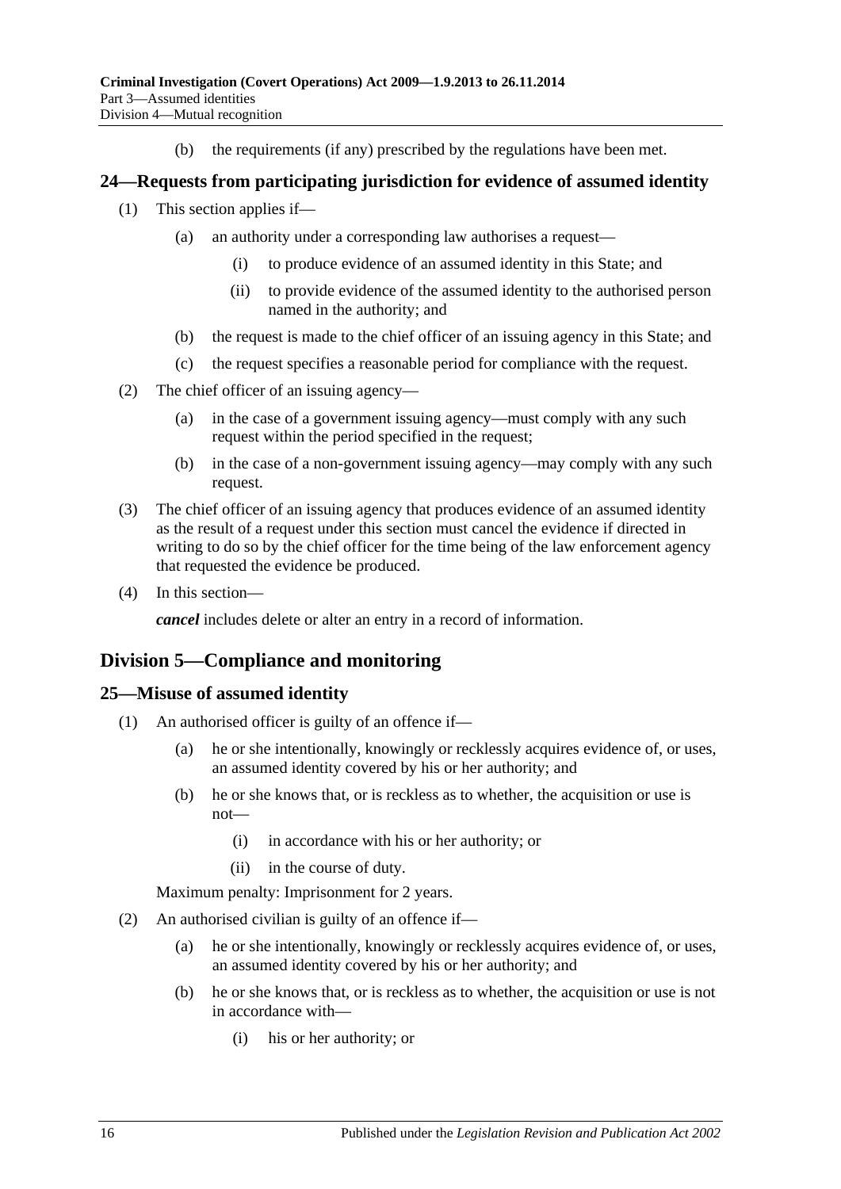(b) the requirements (if any) prescribed by the regulations have been met.

## 24—Requests from participating jurisdiction for evidence of assumed identity

(1) This section applies if—

(a) an authority under a corresponding law authorises a request—

(i) to produce evidence of an assumed identity in this State; and

(ii) to provide evidence of the assumed identity to the authorised person named in the authority; and

(b) the request is made to the chief officer of an issuing agency in this State; and

(c) the request specifies a reasonable period for compliance with the request.

(2) The chief officer of an issuing agency—

(a) in the case of a government issuing agency—must comply with any such request within the period specified in the request;

(b) in the case of a non-government issuing agency—may comply with any such request.

(3) The chief officer of an issuing agency that produces evidence of an assumed identity as the result of a request under this section must cancel the evidence if directed in writing to do so by the chief officer for the time being of the law enforcement agency that requested the evidence be produced.

(4) In this section—

***cancel*** includes delete or alter an entry in a record of information.

# Division 5—Compliance and monitoring

## 25—Misuse of assumed identity

(1) An authorised officer is guilty of an offence if—

(a) he or she intentionally, knowingly or recklessly acquires evidence of, or uses, an assumed identity covered by his or her authority; and

(b) he or she knows that, or is reckless as to whether, the acquisition or use is not—

(i) in accordance with his or her authority; or

(ii) in the course of duty.

Maximum penalty: Imprisonment for 2 years.

(2) An authorised civilian is guilty of an offence if—

(a) he or she intentionally, knowingly or recklessly acquires evidence of, or uses, an assumed identity covered by his or her authority; and

(b) he or she knows that, or is reckless as to whether, the acquisition or use is not in accordance with—

(i) his or her authority; or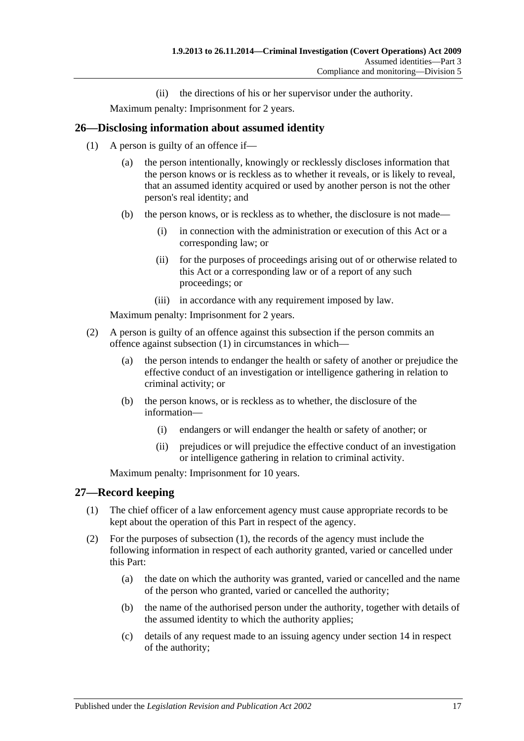(ii) the directions of his or her supervisor under the authority.

Maximum penalty: Imprisonment for 2 years.

## 26—Disclosing information about assumed identity

(1) A person is guilty of an offence if—

(a) the person intentionally, knowingly or recklessly discloses information that the person knows or is reckless as to whether it reveals, or is likely to reveal, that an assumed identity acquired or used by another person is not the other person's real identity; and

(b) the person knows, or is reckless as to whether, the disclosure is not made—

(i) in connection with the administration or execution of this Act or a corresponding law; or

(ii) for the purposes of proceedings arising out of or otherwise related to this Act or a corresponding law or of a report of any such proceedings; or

(iii) in accordance with any requirement imposed by law.

Maximum penalty: Imprisonment for 2 years.

(2) A person is guilty of an offence against this subsection if the person commits an offence against subsection (1) in circumstances in which—

(a) the person intends to endanger the health or safety of another or prejudice the effective conduct of an investigation or intelligence gathering in relation to criminal activity; or

(b) the person knows, or is reckless as to whether, the disclosure of the information—

(i) endangers or will endanger the health or safety of another; or

(ii) prejudices or will prejudice the effective conduct of an investigation or intelligence gathering in relation to criminal activity.

Maximum penalty: Imprisonment for 10 years.

## 27—Record keeping

(1) The chief officer of a law enforcement agency must cause appropriate records to be kept about the operation of this Part in respect of the agency.

(2) For the purposes of subsection (1), the records of the agency must include the following information in respect of each authority granted, varied or cancelled under this Part:

(a) the date on which the authority was granted, varied or cancelled and the name of the person who granted, varied or cancelled the authority;

(b) the name of the authorised person under the authority, together with details of the assumed identity to which the authority applies;

(c) details of any request made to an issuing agency under section 14 in respect of the authority;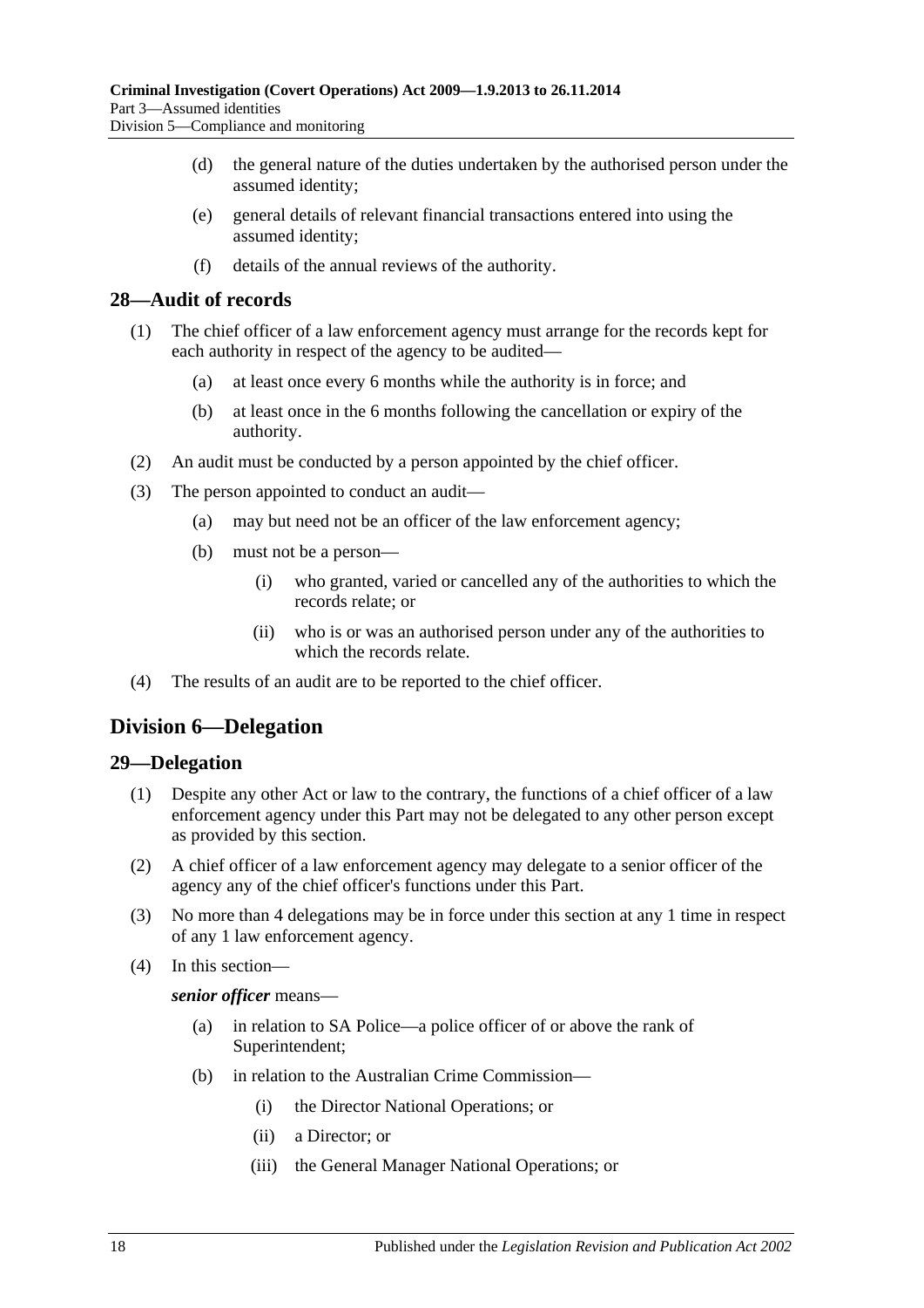(d) the general nature of the duties undertaken by the authorised person under the assumed identity;

(e) general details of relevant financial transactions entered into using the assumed identity;

(f) details of the annual reviews of the authority.

## 28—Audit of records

(1) The chief officer of a law enforcement agency must arrange for the records kept for each authority in respect of the agency to be audited—

(a) at least once every 6 months while the authority is in force; and

(b) at least once in the 6 months following the cancellation or expiry of the authority.

(2) An audit must be conducted by a person appointed by the chief officer.

(3) The person appointed to conduct an audit—

(a) may but need not be an officer of the law enforcement agency;

(b) must not be a person—

(i) who granted, varied or cancelled any of the authorities to which the records relate; or

(ii) who is or was an authorised person under any of the authorities to which the records relate.

(4) The results of an audit are to be reported to the chief officer.

# Division 6—Delegation

## 29—Delegation

(1) Despite any other Act or law to the contrary, the functions of a chief officer of a law enforcement agency under this Part may not be delegated to any other person except as provided by this section.

(2) A chief officer of a law enforcement agency may delegate to a senior officer of the agency any of the chief officer's functions under this Part.

(3) No more than 4 delegations may be in force under this section at any 1 time in respect of any 1 law enforcement agency.

(4) In this section—

***senior officer*** means—

(a) in relation to SA Police—a police officer of or above the rank of Superintendent;

(b) in relation to the Australian Crime Commission—

(i) the Director National Operations; or

(ii) a Director; or

(iii) the General Manager National Operations; or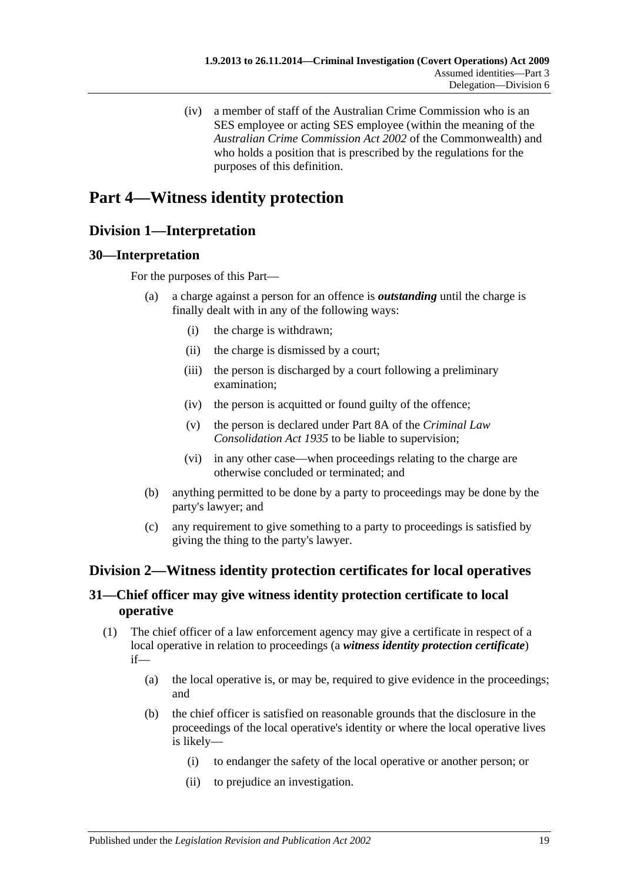(iv) a member of staff of the Australian Crime Commission who is an SES employee or acting SES employee (within the meaning of the *Australian Crime Commission Act 2002* of the Commonwealth) and who holds a position that is prescribed by the regulations for the purposes of this definition.

# Part 4—Witness identity protection

## Division 1—Interpretation

### 30—Interpretation

For the purposes of this Part—

(a) a charge against a person for an offence is ***outstanding*** until the charge is finally dealt with in any of the following ways:

(i) the charge is withdrawn;

(ii) the charge is dismissed by a court;

(iii) the person is discharged by a court following a preliminary examination;

(iv) the person is acquitted or found guilty of the offence;

(v) the person is declared under Part 8A of the *Criminal Law Consolidation Act 1935* to be liable to supervision;

(vi) in any other case—when proceedings relating to the charge are otherwise concluded or terminated; and

(b) anything permitted to be done by a party to proceedings may be done by the party's lawyer; and

(c) any requirement to give something to a party to proceedings is satisfied by giving the thing to the party's lawyer.

## Division 2—Witness identity protection certificates for local operatives

### 31—Chief officer may give witness identity protection certificate to local operative

(1) The chief officer of a law enforcement agency may give a certificate in respect of a local operative in relation to proceedings (a ***witness identity protection certificate***) if—

(a) the local operative is, or may be, required to give evidence in the proceedings; and

(b) the chief officer is satisfied on reasonable grounds that the disclosure in the proceedings of the local operative's identity or where the local operative lives is likely—

(i) to endanger the safety of the local operative or another person; or

(ii) to prejudice an investigation.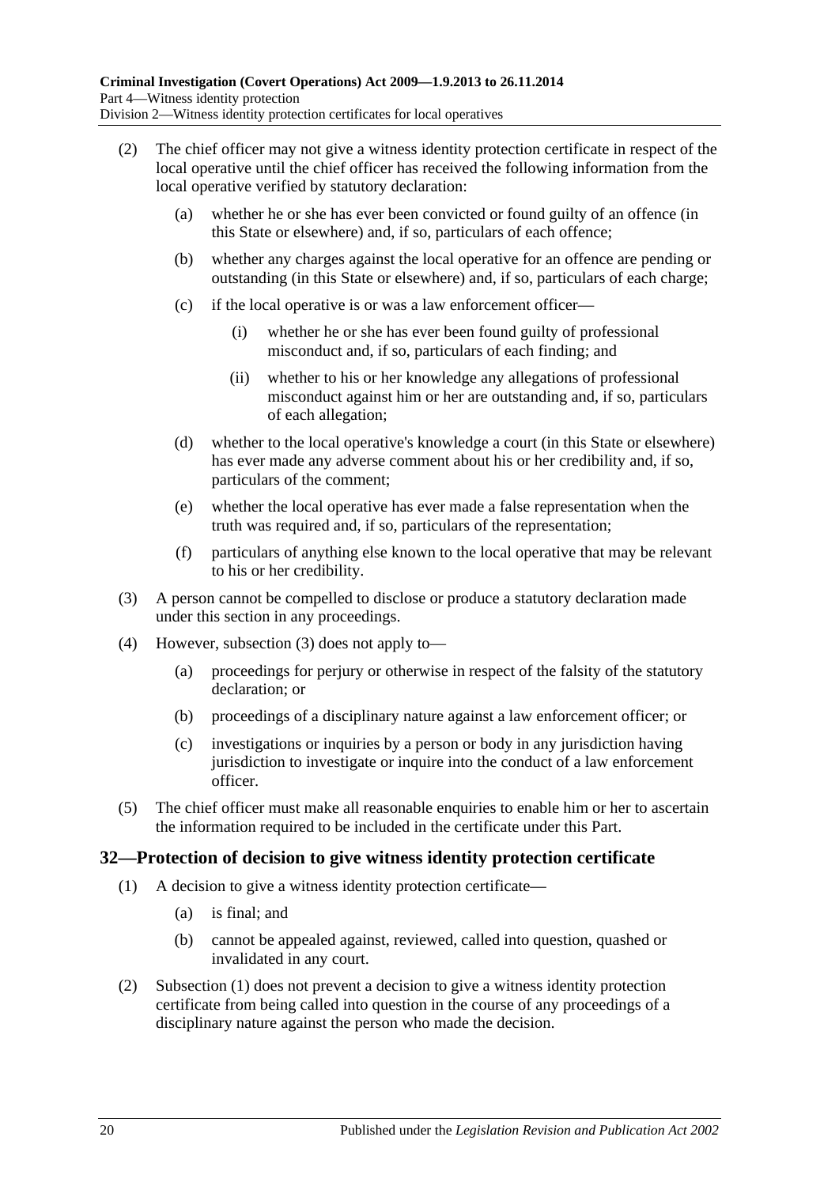(2) The chief officer may not give a witness identity protection certificate in respect of the local operative until the chief officer has received the following information from the local operative verified by statutory declaration:

(a) whether he or she has ever been convicted or found guilty of an offence (in this State or elsewhere) and, if so, particulars of each offence;

(b) whether any charges against the local operative for an offence are pending or outstanding (in this State or elsewhere) and, if so, particulars of each charge;

(c) if the local operative is or was a law enforcement officer—

(i) whether he or she has ever been found guilty of professional misconduct and, if so, particulars of each finding; and

(ii) whether to his or her knowledge any allegations of professional misconduct against him or her are outstanding and, if so, particulars of each allegation;

(d) whether to the local operative's knowledge a court (in this State or elsewhere) has ever made any adverse comment about his or her credibility and, if so, particulars of the comment;

(e) whether the local operative has ever made a false representation when the truth was required and, if so, particulars of the representation;

(f) particulars of anything else known to the local operative that may be relevant to his or her credibility.

(3) A person cannot be compelled to disclose or produce a statutory declaration made under this section in any proceedings.

(4) However, subsection (3) does not apply to—

(a) proceedings for perjury or otherwise in respect of the falsity of the statutory declaration; or

(b) proceedings of a disciplinary nature against a law enforcement officer; or

(c) investigations or inquiries by a person or body in any jurisdiction having jurisdiction to investigate or inquire into the conduct of a law enforcement officer.

(5) The chief officer must make all reasonable enquiries to enable him or her to ascertain the information required to be included in the certificate under this Part.

## 32—Protection of decision to give witness identity protection certificate

(1) A decision to give a witness identity protection certificate—

(a) is final; and

(b) cannot be appealed against, reviewed, called into question, quashed or invalidated in any court.

(2) Subsection (1) does not prevent a decision to give a witness identity protection certificate from being called into question in the course of any proceedings of a disciplinary nature against the person who made the decision.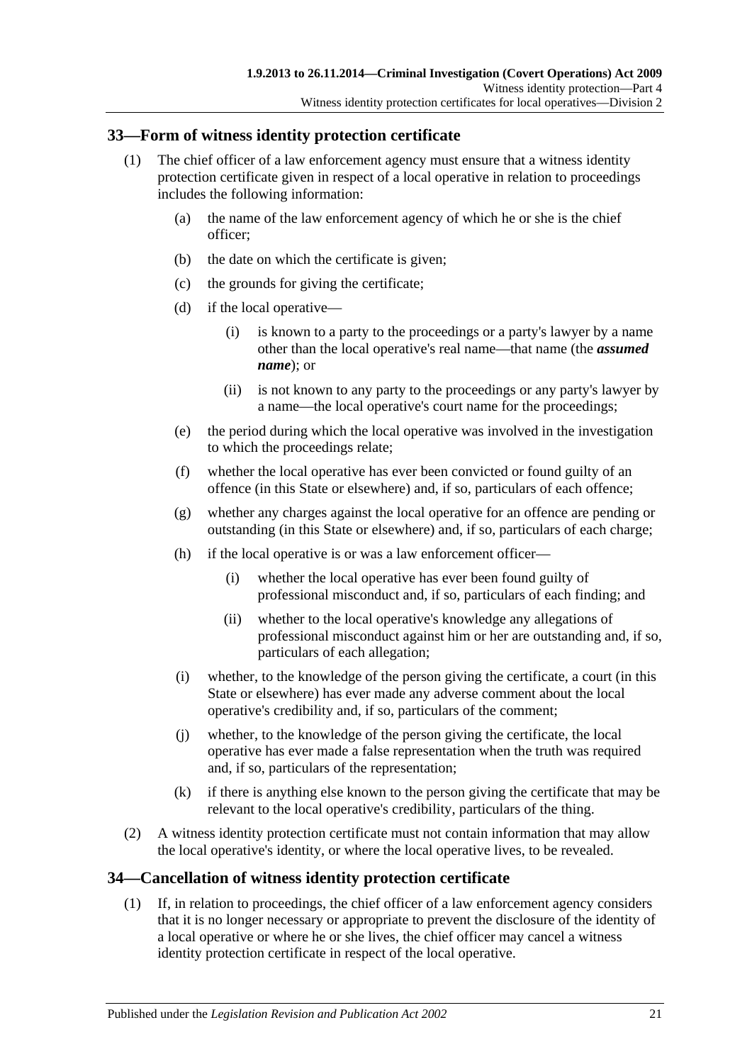## 33—Form of witness identity protection certificate

(1) The chief officer of a law enforcement agency must ensure that a witness identity protection certificate given in respect of a local operative in relation to proceedings includes the following information:

(a) the name of the law enforcement agency of which he or she is the chief officer;

(b) the date on which the certificate is given;

(c) the grounds for giving the certificate;

(d) if the local operative—

(i) is known to a party to the proceedings or a party's lawyer by a name other than the local operative's real name—that name (the ***assumed name***); or

(ii) is not known to any party to the proceedings or any party's lawyer by a name—the local operative's court name for the proceedings;

(e) the period during which the local operative was involved in the investigation to which the proceedings relate;

(f) whether the local operative has ever been convicted or found guilty of an offence (in this State or elsewhere) and, if so, particulars of each offence;

(g) whether any charges against the local operative for an offence are pending or outstanding (in this State or elsewhere) and, if so, particulars of each charge;

(h) if the local operative is or was a law enforcement officer—

(i) whether the local operative has ever been found guilty of professional misconduct and, if so, particulars of each finding; and

(ii) whether to the local operative's knowledge any allegations of professional misconduct against him or her are outstanding and, if so, particulars of each allegation;

(i) whether, to the knowledge of the person giving the certificate, a court (in this State or elsewhere) has ever made any adverse comment about the local operative's credibility and, if so, particulars of the comment;

(j) whether, to the knowledge of the person giving the certificate, the local operative has ever made a false representation when the truth was required and, if so, particulars of the representation;

(k) if there is anything else known to the person giving the certificate that may be relevant to the local operative's credibility, particulars of the thing.

(2) A witness identity protection certificate must not contain information that may allow the local operative's identity, or where the local operative lives, to be revealed.

## 34—Cancellation of witness identity protection certificate

(1) If, in relation to proceedings, the chief officer of a law enforcement agency considers that it is no longer necessary or appropriate to prevent the disclosure of the identity of a local operative or where he or she lives, the chief officer may cancel a witness identity protection certificate in respect of the local operative.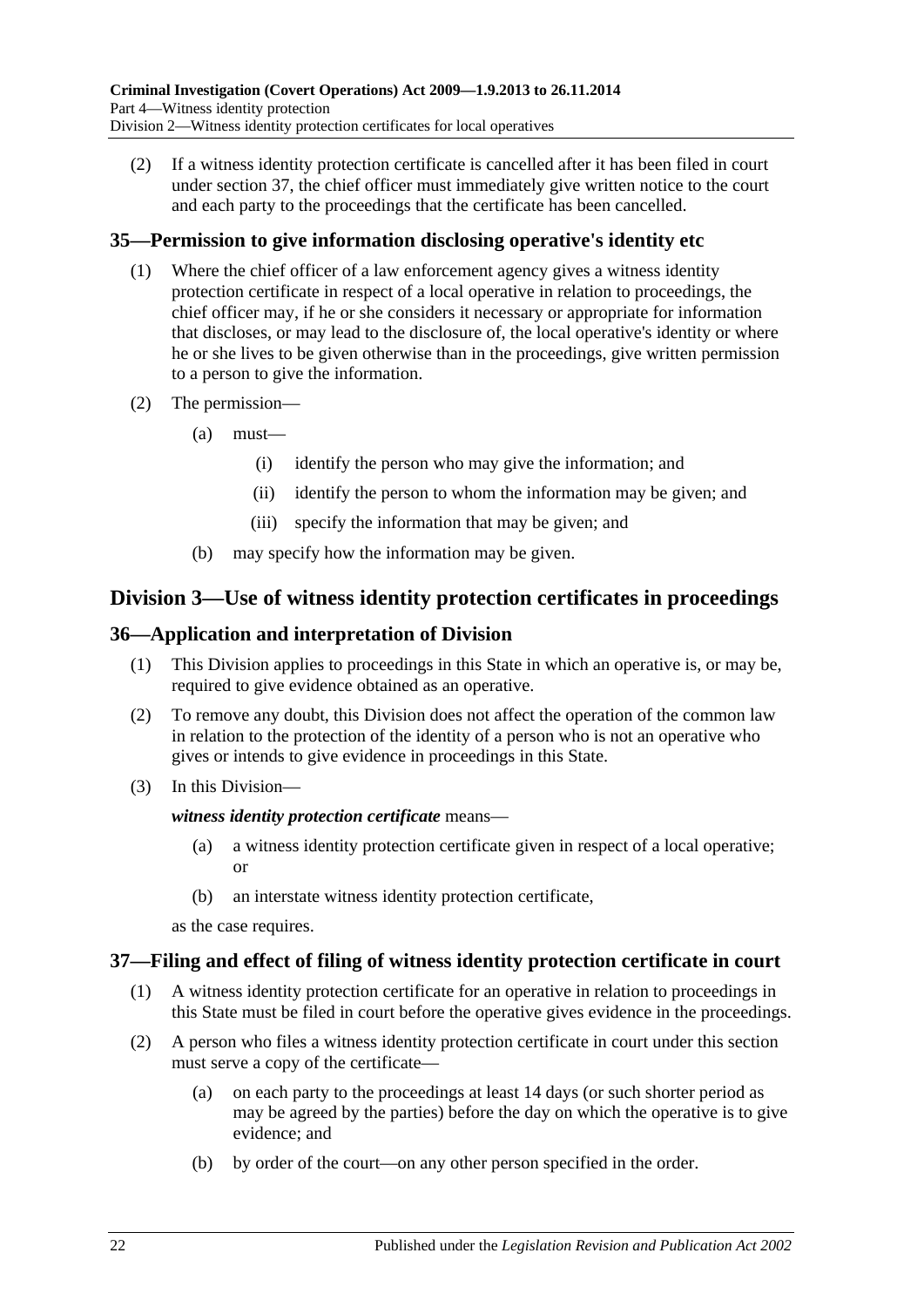(2) If a witness identity protection certificate is cancelled after it has been filed in court under section 37, the chief officer must immediately give written notice to the court and each party to the proceedings that the certificate has been cancelled.

### 35—Permission to give information disclosing operative's identity etc

(1) Where the chief officer of a law enforcement agency gives a witness identity protection certificate in respect of a local operative in relation to proceedings, the chief officer may, if he or she considers it necessary or appropriate for information that discloses, or may lead to the disclosure of, the local operative's identity or where he or she lives to be given otherwise than in the proceedings, give written permission to a person to give the information.

(2) The permission—

(a) must—

(i) identify the person who may give the information; and

(ii) identify the person to whom the information may be given; and

(iii) specify the information that may be given; and

(b) may specify how the information may be given.

## Division 3—Use of witness identity protection certificates in proceedings

### 36—Application and interpretation of Division

(1) This Division applies to proceedings in this State in which an operative is, or may be, required to give evidence obtained as an operative.

(2) To remove any doubt, this Division does not affect the operation of the common law in relation to the protection of the identity of a person who is not an operative who gives or intends to give evidence in proceedings in this State.

(3) In this Division—

***witness identity protection certificate*** means—

(a) a witness identity protection certificate given in respect of a local operative; or

(b) an interstate witness identity protection certificate,

as the case requires.

### 37—Filing and effect of filing of witness identity protection certificate in court

(1) A witness identity protection certificate for an operative in relation to proceedings in this State must be filed in court before the operative gives evidence in the proceedings.

(2) A person who files a witness identity protection certificate in court under this section must serve a copy of the certificate—

(a) on each party to the proceedings at least 14 days (or such shorter period as may be agreed by the parties) before the day on which the operative is to give evidence; and

(b) by order of the court—on any other person specified in the order.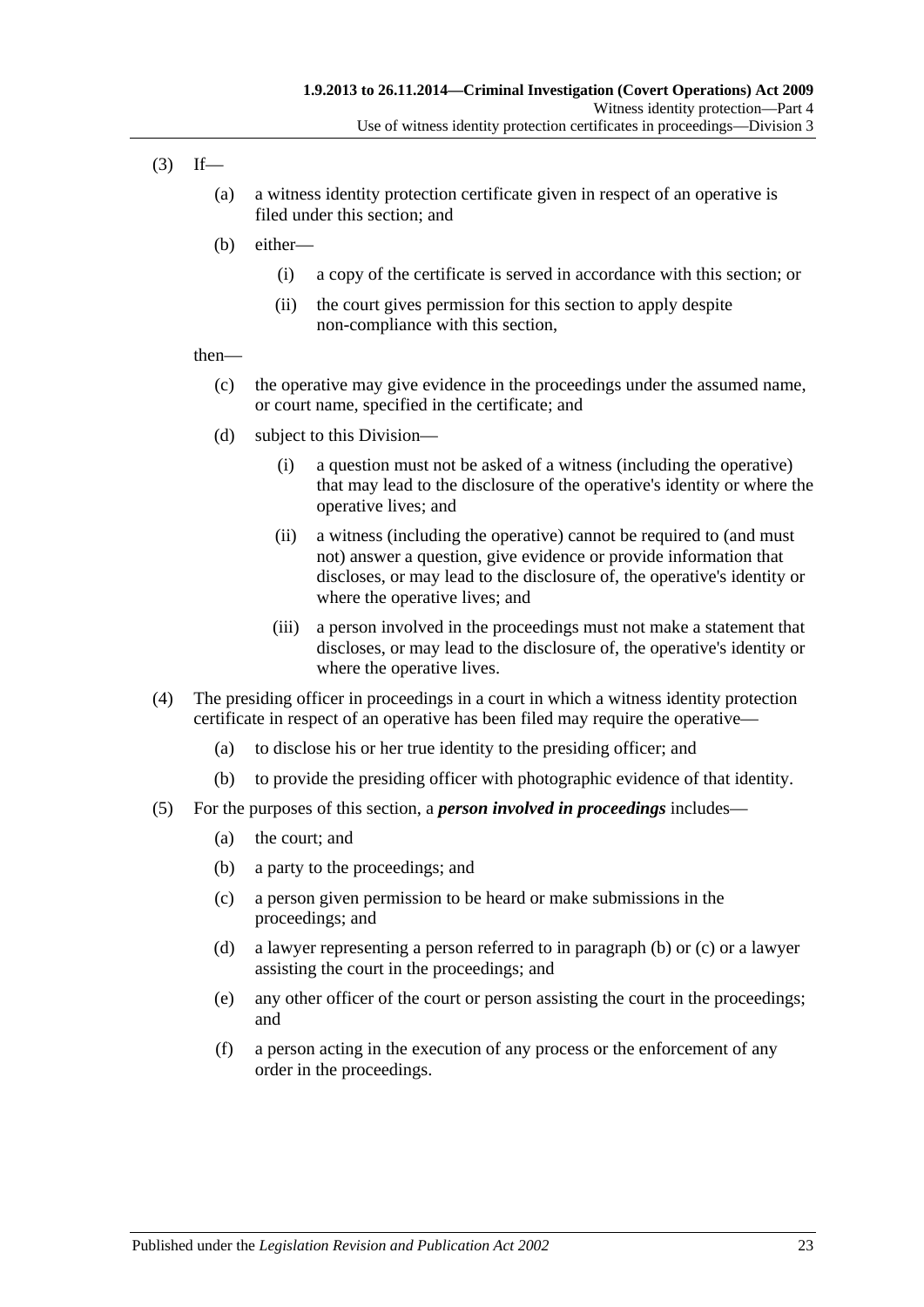(3) If—

(a) a witness identity protection certificate given in respect of an operative is filed under this section; and

(b) either—

(i) a copy of the certificate is served in accordance with this section; or

(ii) the court gives permission for this section to apply despite non-compliance with this section,

then—

(c) the operative may give evidence in the proceedings under the assumed name, or court name, specified in the certificate; and

(d) subject to this Division—

(i) a question must not be asked of a witness (including the operative) that may lead to the disclosure of the operative's identity or where the operative lives; and

(ii) a witness (including the operative) cannot be required to (and must not) answer a question, give evidence or provide information that discloses, or may lead to the disclosure of, the operative's identity or where the operative lives; and

(iii) a person involved in the proceedings must not make a statement that discloses, or may lead to the disclosure of, the operative's identity or where the operative lives.

(4) The presiding officer in proceedings in a court in which a witness identity protection certificate in respect of an operative has been filed may require the operative—

(a) to disclose his or her true identity to the presiding officer; and

(b) to provide the presiding officer with photographic evidence of that identity.

(5) For the purposes of this section, a ***person involved in proceedings*** includes—

(a) the court; and

(b) a party to the proceedings; and

(c) a person given permission to be heard or make submissions in the proceedings; and

(d) a lawyer representing a person referred to in paragraph (b) or (c) or a lawyer assisting the court in the proceedings; and

(e) any other officer of the court or person assisting the court in the proceedings; and

(f) a person acting in the execution of any process or the enforcement of any order in the proceedings.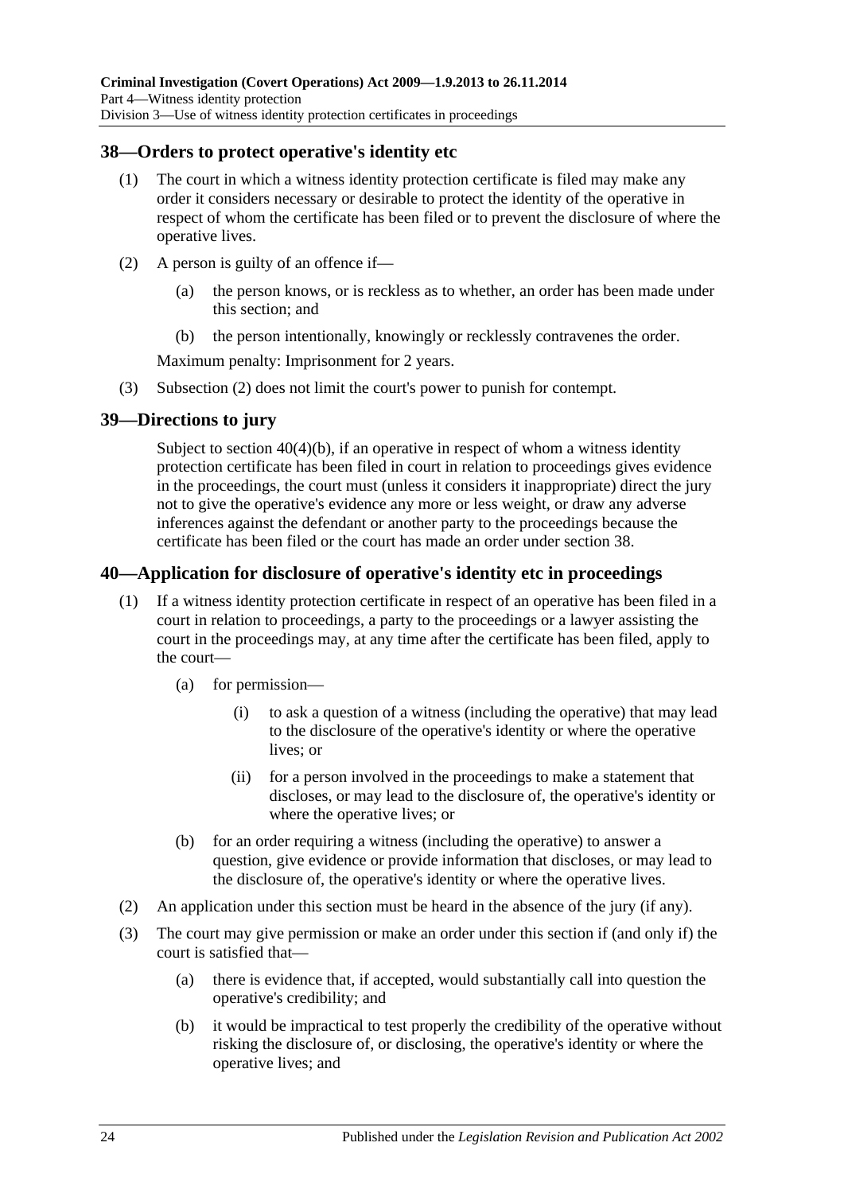## 38—Orders to protect operative's identity etc

(1) The court in which a witness identity protection certificate is filed may make any order it considers necessary or desirable to protect the identity of the operative in respect of whom the certificate has been filed or to prevent the disclosure of where the operative lives.

(2) A person is guilty of an offence if—

(a) the person knows, or is reckless as to whether, an order has been made under this section; and

(b) the person intentionally, knowingly or recklessly contravenes the order.

Maximum penalty: Imprisonment for 2 years.

(3) Subsection (2) does not limit the court's power to punish for contempt.

## 39—Directions to jury

Subject to section 40(4)(b), if an operative in respect of whom a witness identity protection certificate has been filed in court in relation to proceedings gives evidence in the proceedings, the court must (unless it considers it inappropriate) direct the jury not to give the operative's evidence any more or less weight, or draw any adverse inferences against the defendant or another party to the proceedings because the certificate has been filed or the court has made an order under section 38.

## 40—Application for disclosure of operative's identity etc in proceedings

(1) If a witness identity protection certificate in respect of an operative has been filed in a court in relation to proceedings, a party to the proceedings or a lawyer assisting the court in the proceedings may, at any time after the certificate has been filed, apply to the court—

(a) for permission—

(i) to ask a question of a witness (including the operative) that may lead to the disclosure of the operative's identity or where the operative lives; or

(ii) for a person involved in the proceedings to make a statement that discloses, or may lead to the disclosure of, the operative's identity or where the operative lives; or

(b) for an order requiring a witness (including the operative) to answer a question, give evidence or provide information that discloses, or may lead to the disclosure of, the operative's identity or where the operative lives.

(2) An application under this section must be heard in the absence of the jury (if any).

(3) The court may give permission or make an order under this section if (and only if) the court is satisfied that—

(a) there is evidence that, if accepted, would substantially call into question the operative's credibility; and

(b) it would be impractical to test properly the credibility of the operative without risking the disclosure of, or disclosing, the operative's identity or where the operative lives; and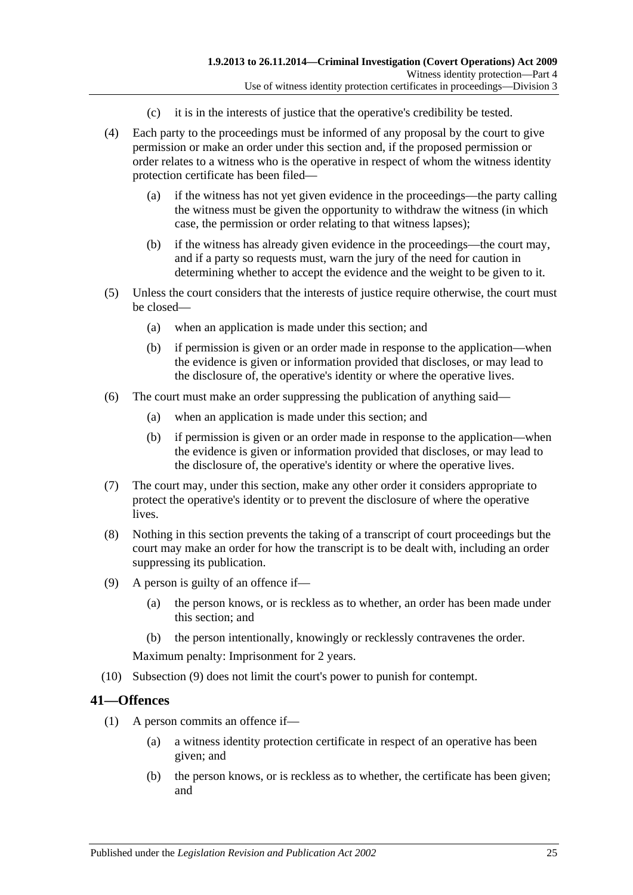(c) it is in the interests of justice that the operative's credibility be tested.

(4) Each party to the proceedings must be informed of any proposal by the court to give permission or make an order under this section and, if the proposed permission or order relates to a witness who is the operative in respect of whom the witness identity protection certificate has been filed—

(a) if the witness has not yet given evidence in the proceedings—the party calling the witness must be given the opportunity to withdraw the witness (in which case, the permission or order relating to that witness lapses);

(b) if the witness has already given evidence in the proceedings—the court may, and if a party so requests must, warn the jury of the need for caution in determining whether to accept the evidence and the weight to be given to it.

(5) Unless the court considers that the interests of justice require otherwise, the court must be closed—

(a) when an application is made under this section; and

(b) if permission is given or an order made in response to the application—when the evidence is given or information provided that discloses, or may lead to the disclosure of, the operative's identity or where the operative lives.

(6) The court must make an order suppressing the publication of anything said—

(a) when an application is made under this section; and

(b) if permission is given or an order made in response to the application—when the evidence is given or information provided that discloses, or may lead to the disclosure of, the operative's identity or where the operative lives.

(7) The court may, under this section, make any other order it considers appropriate to protect the operative's identity or to prevent the disclosure of where the operative lives.

(8) Nothing in this section prevents the taking of a transcript of court proceedings but the court may make an order for how the transcript is to be dealt with, including an order suppressing its publication.

(9) A person is guilty of an offence if—

(a) the person knows, or is reckless as to whether, an order has been made under this section; and

(b) the person intentionally, knowingly or recklessly contravenes the order.

Maximum penalty: Imprisonment for 2 years.

(10) Subsection (9) does not limit the court's power to punish for contempt.

## 41—Offences

(1) A person commits an offence if—

(a) a witness identity protection certificate in respect of an operative has been given; and

(b) the person knows, or is reckless as to whether, the certificate has been given; and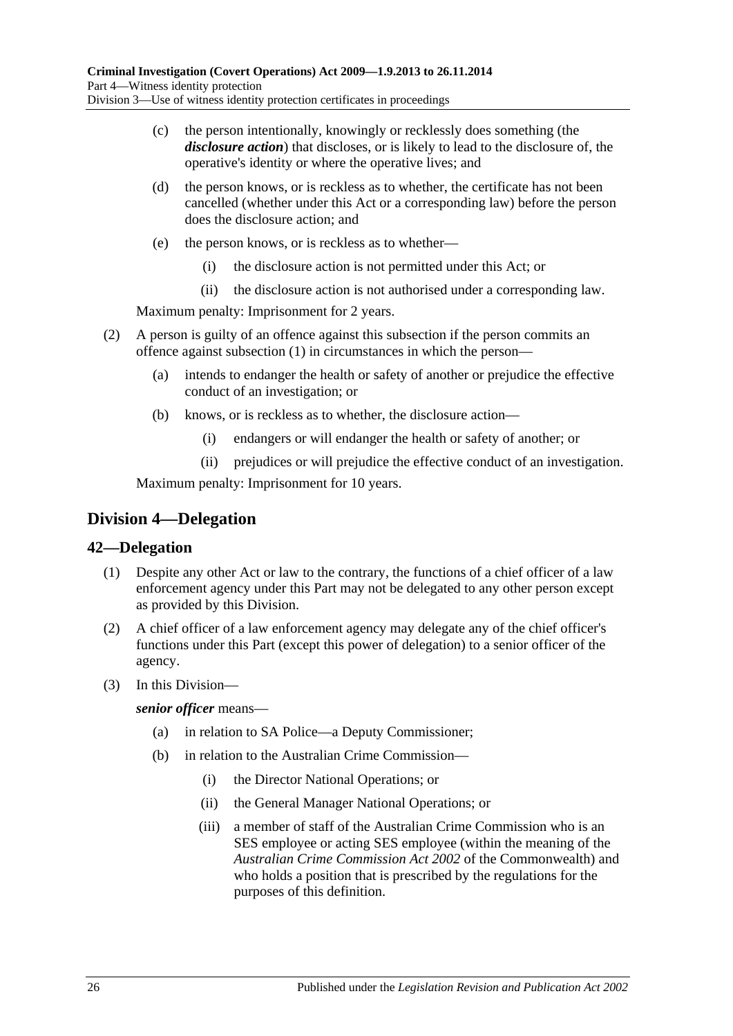(c) the person intentionally, knowingly or recklessly does something (the ***disclosure action***) that discloses, or is likely to lead to the disclosure of, the operative's identity or where the operative lives; and

(d) the person knows, or is reckless as to whether, the certificate has not been cancelled (whether under this Act or a corresponding law) before the person does the disclosure action; and

(e) the person knows, or is reckless as to whether—

(i) the disclosure action is not permitted under this Act; or

(ii) the disclosure action is not authorised under a corresponding law.

Maximum penalty: Imprisonment for 2 years.

(2) A person is guilty of an offence against this subsection if the person commits an offence against subsection (1) in circumstances in which the person—

(a) intends to endanger the health or safety of another or prejudice the effective conduct of an investigation; or

(b) knows, or is reckless as to whether, the disclosure action—

(i) endangers or will endanger the health or safety of another; or

(ii) prejudices or will prejudice the effective conduct of an investigation.

Maximum penalty: Imprisonment for 10 years.

## Division 4—Delegation

### 42—Delegation

(1) Despite any other Act or law to the contrary, the functions of a chief officer of a law enforcement agency under this Part may not be delegated to any other person except as provided by this Division.

(2) A chief officer of a law enforcement agency may delegate any of the chief officer's functions under this Part (except this power of delegation) to a senior officer of the agency.

(3) In this Division—

***senior officer*** means—

(a) in relation to SA Police—a Deputy Commissioner;

(b) in relation to the Australian Crime Commission—

(i) the Director National Operations; or

(ii) the General Manager National Operations; or

(iii) a member of staff of the Australian Crime Commission who is an SES employee or acting SES employee (within the meaning of the *Australian Crime Commission Act 2002* of the Commonwealth) and who holds a position that is prescribed by the regulations for the purposes of this definition.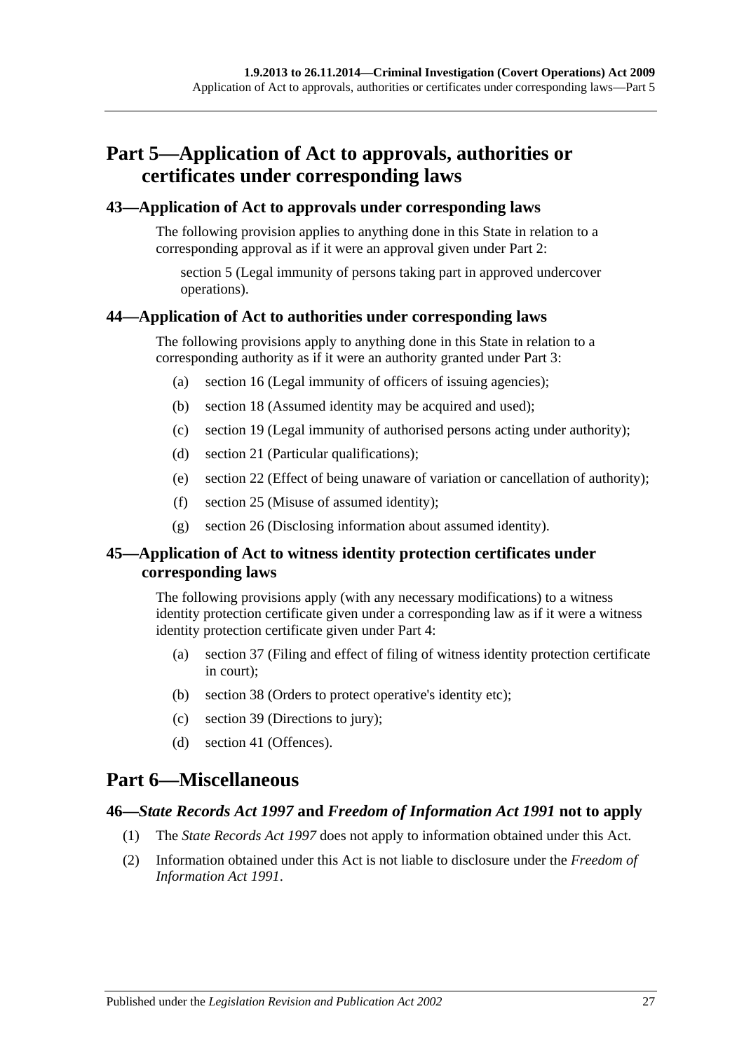# Part 5—Application of Act to approvals, authorities or certificates under corresponding laws

## 43—Application of Act to approvals under corresponding laws

The following provision applies to anything done in this State in relation to a corresponding approval as if it were an approval given under Part 2:

section 5 (Legal immunity of persons taking part in approved undercover operations).

## 44—Application of Act to authorities under corresponding laws

The following provisions apply to anything done in this State in relation to a corresponding authority as if it were an authority granted under Part 3:

- (a) section 16 (Legal immunity of officers of issuing agencies);
- (b) section 18 (Assumed identity may be acquired and used);
- (c) section 19 (Legal immunity of authorised persons acting under authority);
- (d) section 21 (Particular qualifications);
- (e) section 22 (Effect of being unaware of variation or cancellation of authority);
- (f) section 25 (Misuse of assumed identity);
- (g) section 26 (Disclosing information about assumed identity).

## 45—Application of Act to witness identity protection certificates under corresponding laws

The following provisions apply (with any necessary modifications) to a witness identity protection certificate given under a corresponding law as if it were a witness identity protection certificate given under Part 4:

- (a) section 37 (Filing and effect of filing of witness identity protection certificate in court);
- (b) section 38 (Orders to protect operative's identity etc);
- (c) section 39 (Directions to jury);
- (d) section 41 (Offences).

# Part 6—Miscellaneous

## 46—*State Records Act 1997* and *Freedom of Information Act 1991* not to apply

(1) The *State Records Act 1997* does not apply to information obtained under this Act.

(2) Information obtained under this Act is not liable to disclosure under the *Freedom of Information Act 1991*.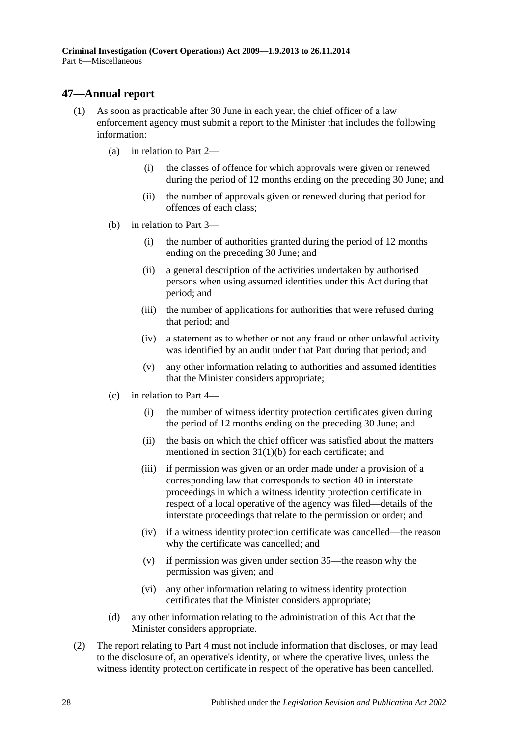## 47—Annual report

(1) As soon as practicable after 30 June in each year, the chief officer of a law enforcement agency must submit a report to the Minister that includes the following information:

(a) in relation to Part 2—

(i) the classes of offence for which approvals were given or renewed during the period of 12 months ending on the preceding 30 June; and

(ii) the number of approvals given or renewed during that period for offences of each class;

(b) in relation to Part 3—

(i) the number of authorities granted during the period of 12 months ending on the preceding 30 June; and

(ii) a general description of the activities undertaken by authorised persons when using assumed identities under this Act during that period; and

(iii) the number of applications for authorities that were refused during that period; and

(iv) a statement as to whether or not any fraud or other unlawful activity was identified by an audit under that Part during that period; and

(v) any other information relating to authorities and assumed identities that the Minister considers appropriate;

(c) in relation to Part 4—

(i) the number of witness identity protection certificates given during the period of 12 months ending on the preceding 30 June; and

(ii) the basis on which the chief officer was satisfied about the matters mentioned in section 31(1)(b) for each certificate; and

(iii) if permission was given or an order made under a provision of a corresponding law that corresponds to section 40 in interstate proceedings in which a witness identity protection certificate in respect of a local operative of the agency was filed—details of the interstate proceedings that relate to the permission or order; and

(iv) if a witness identity protection certificate was cancelled—the reason why the certificate was cancelled; and

(v) if permission was given under section 35—the reason why the permission was given; and

(vi) any other information relating to witness identity protection certificates that the Minister considers appropriate;

(d) any other information relating to the administration of this Act that the Minister considers appropriate.

(2) The report relating to Part 4 must not include information that discloses, or may lead to the disclosure of, an operative's identity, or where the operative lives, unless the witness identity protection certificate in respect of the operative has been cancelled.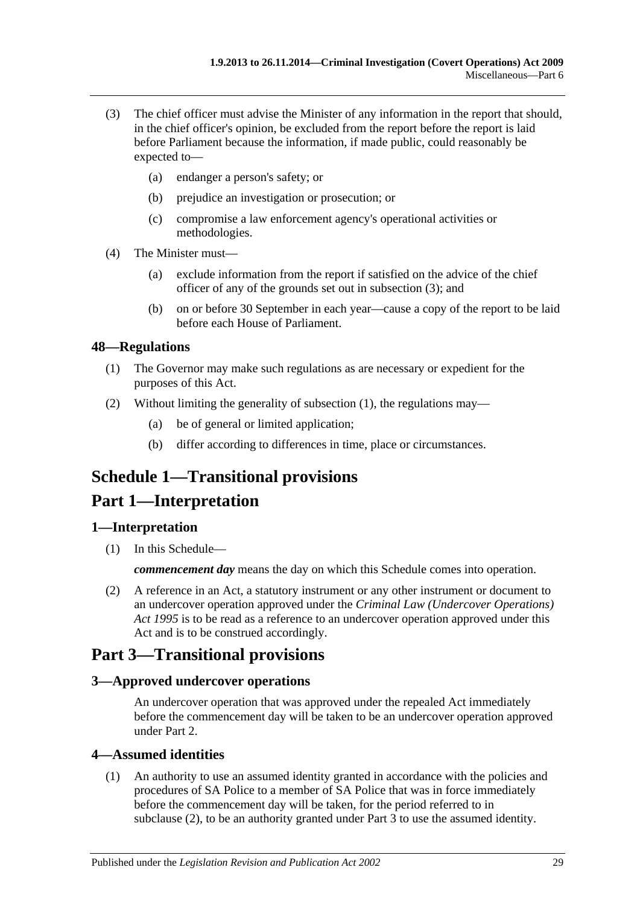(3) The chief officer must advise the Minister of any information in the report that should, in the chief officer's opinion, be excluded from the report before the report is laid before Parliament because the information, if made public, could reasonably be expected to—

(a) endanger a person's safety; or

(b) prejudice an investigation or prosecution; or

(c) compromise a law enforcement agency's operational activities or methodologies.

(4) The Minister must—

(a) exclude information from the report if satisfied on the advice of the chief officer of any of the grounds set out in subsection (3); and

(b) on or before 30 September in each year—cause a copy of the report to be laid before each House of Parliament.

### 48—Regulations

(1) The Governor may make such regulations as are necessary or expedient for the purposes of this Act.

(2) Without limiting the generality of subsection (1), the regulations may—

(a) be of general or limited application;

(b) differ according to differences in time, place or circumstances.

# Schedule 1—Transitional provisions

# Part 1—Interpretation

### 1—Interpretation

(1) In this Schedule—

***commencement day*** means the day on which this Schedule comes into operation.

(2) A reference in an Act, a statutory instrument or any other instrument or document to an undercover operation approved under the *Criminal Law (Undercover Operations) Act 1995* is to be read as a reference to an undercover operation approved under this Act and is to be construed accordingly.

# Part 3—Transitional provisions

### 3—Approved undercover operations

An undercover operation that was approved under the repealed Act immediately before the commencement day will be taken to be an undercover operation approved under Part 2.

### 4—Assumed identities

(1) An authority to use an assumed identity granted in accordance with the policies and procedures of SA Police to a member of SA Police that was in force immediately before the commencement day will be taken, for the period referred to in subclause (2), to be an authority granted under Part 3 to use the assumed identity.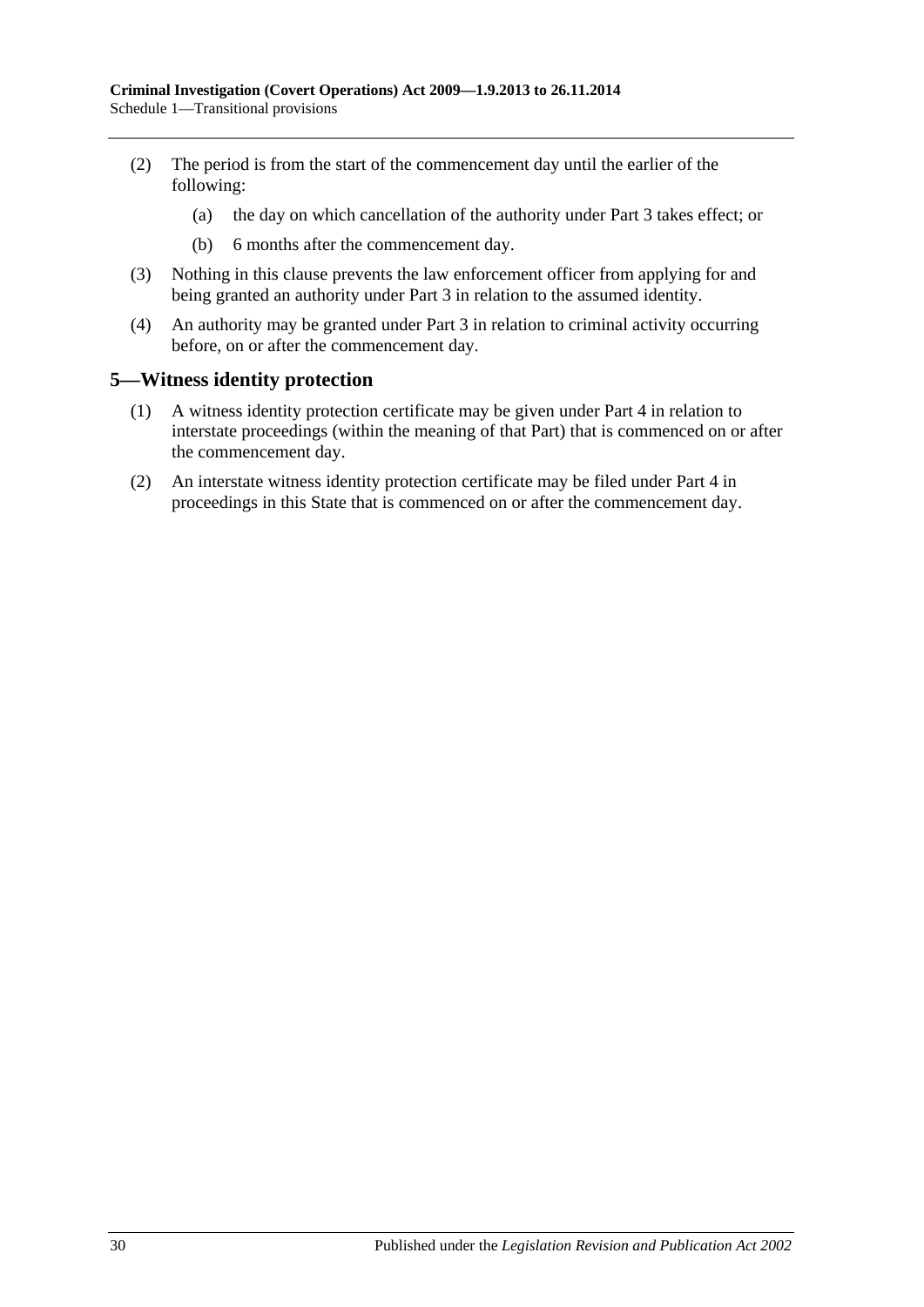(2) The period is from the start of the commencement day until the earlier of the following:

  (a) the day on which cancellation of the authority under Part 3 takes effect; or

  (b) 6 months after the commencement day.

(3) Nothing in this clause prevents the law enforcement officer from applying for and being granted an authority under Part 3 in relation to the assumed identity.

(4) An authority may be granted under Part 3 in relation to criminal activity occurring before, on or after the commencement day.

## 5—Witness identity protection

(1) A witness identity protection certificate may be given under Part 4 in relation to interstate proceedings (within the meaning of that Part) that is commenced on or after the commencement day.

(2) An interstate witness identity protection certificate may be filed under Part 4 in proceedings in this State that is commenced on or after the commencement day.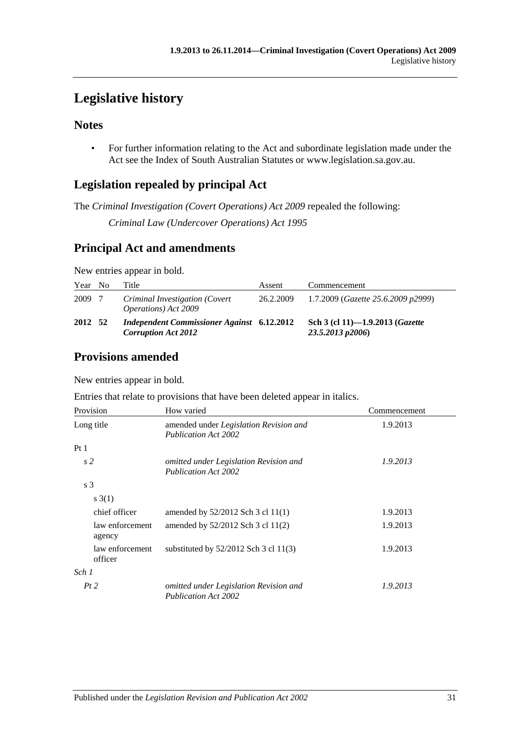# Legislative history

## Notes

- For further information relating to the Act and subordinate legislation made under the Act see the Index of South Australian Statutes or www.legislation.sa.gov.au.

## Legislation repealed by principal Act

The *Criminal Investigation (Covert Operations) Act 2009* repealed the following:

*Criminal Law (Undercover Operations) Act 1995*

## Principal Act and amendments

New entries appear in bold.

| Year | No | Title | Assent | Commencement |
|---|---|---|---|---|
| 2009 | 7 | *Criminal Investigation (Covert Operations) Act 2009* | 26.2.2009 | 1.7.2009 (*Gazette 25.6.2009 p2999*) |
| **2012** | **52** | ***Independent Commissioner Against Corruption Act 2012*** | **6.12.2012** | **Sch 3 (cl 11)—1.9.2013 (*Gazette 23.5.2013 p2006*)** |

## Provisions amended

New entries appear in bold.

Entries that relate to provisions that have been deleted appear in italics.

| Provision | How varied | Commencement |
|---|---|---|
| Long title | amended under *Legislation Revision and Publication Act 2002* | 1.9.2013 |
| Pt 1 | | |
| *s 2* | *omitted under Legislation Revision and Publication Act 2002* | *1.9.2013* |
| s 3 | | |
| s 3(1) | | |
| chief officer | amended by 52/2012 Sch 3 cl 11(1) | 1.9.2013 |
| law enforcement agency | amended by 52/2012 Sch 3 cl 11(2) | 1.9.2013 |
| law enforcement officer | substituted by 52/2012 Sch 3 cl 11(3) | 1.9.2013 |
| *Sch 1* | | |
| *Pt 2* | *omitted under Legislation Revision and Publication Act 2002* | *1.9.2013* |